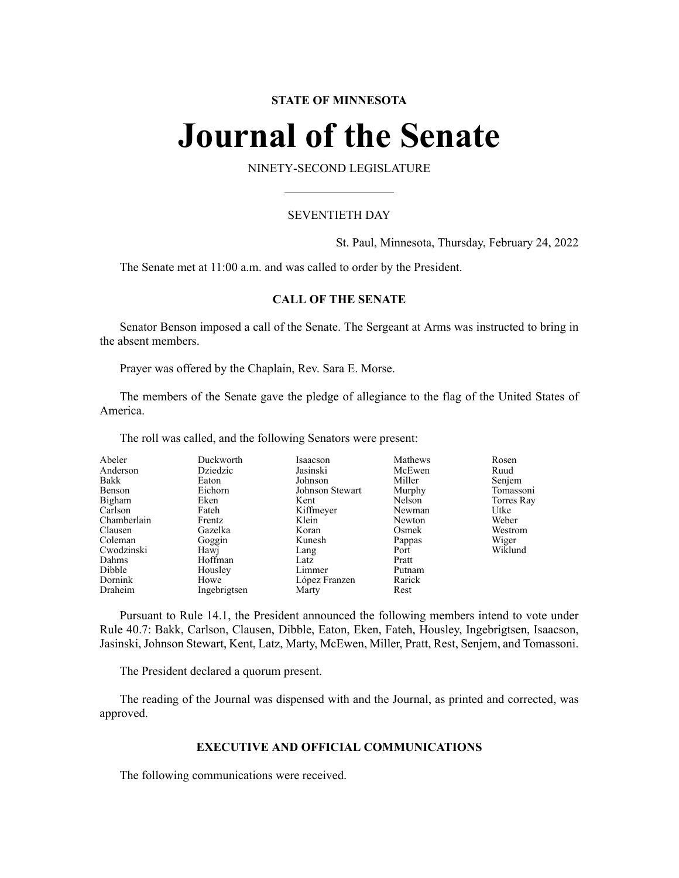**STATE OF MINNESOTA**

# Journal of the Senate

NINETY-SECOND LEGISLATURE

SEVENTIETH DAY

St. Paul, Minnesota, Thursday, February 24, 2022

The Senate met at 11:00 a.m. and was called to order by the President.

## CALL OF THE SENATE

Senator Benson imposed a call of the Senate. The Sergeant at Arms was instructed to bring in the absent members.

Prayer was offered by the Chaplain, Rev. Sara E. Morse.

The members of the Senate gave the pledge of allegiance to the flag of the United States of America.

The roll was called, and the following Senators were present:

| | | | | |
|---|---|---|---|---|
| Abeler | Duckworth | Isaacson | Mathews | Rosen |
| Anderson | Dziedzic | Jasinski | McEwen | Ruud |
| Bakk | Eaton | Johnson | Miller | Senjem |
| Benson | Eichorn | Johnson Stewart | Murphy | Tomassoni |
| Bigham | Eken | Kent | Nelson | Torres Ray |
| Carlson | Fateh | Kiffmeyer | Newman | Utke |
| Chamberlain | Frentz | Klein | Newton | Weber |
| Clausen | Gazelka | Koran | Osmek | Westrom |
| Coleman | Goggin | Kunesh | Pappas | Wiger |
| Cwodzinski | Hawj | Lang | Port | Wiklund |
| Dahms | Hoffman | Latz | Pratt | |
| Dibble | Housley | Limmer | Putnam | |
| Dornink | Howe | López Franzen | Rarick | |
| Draheim | Ingebrigtsen | Marty | Rest | |

Pursuant to Rule 14.1, the President announced the following members intend to vote under Rule 40.7: Bakk, Carlson, Clausen, Dibble, Eaton, Eken, Fateh, Housley, Ingebrigtsen, Isaacson, Jasinski, Johnson Stewart, Kent, Latz, Marty, McEwen, Miller, Pratt, Rest, Senjem, and Tomassoni.

The President declared a quorum present.

The reading of the Journal was dispensed with and the Journal, as printed and corrected, was approved.

## EXECUTIVE AND OFFICIAL COMMUNICATIONS

The following communications were received.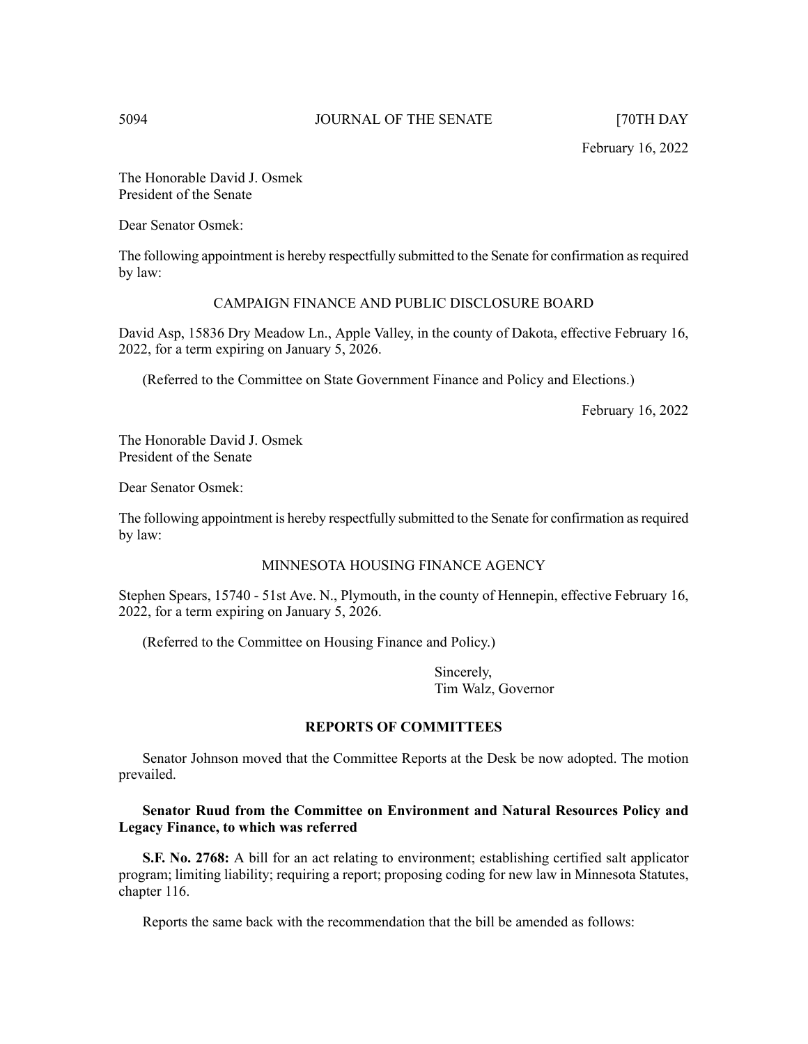February 16, 2022

The Honorable David J. Osmek
President of the Senate

Dear Senator Osmek:

The following appointment is hereby respectfully submitted to the Senate for confirmation as required by law:

CAMPAIGN FINANCE AND PUBLIC DISCLOSURE BOARD

David Asp, 15836 Dry Meadow Ln., Apple Valley, in the county of Dakota, effective February 16, 2022, for a term expiring on January 5, 2026.

(Referred to the Committee on State Government Finance and Policy and Elections.)

February 16, 2022

The Honorable David J. Osmek
President of the Senate

Dear Senator Osmek:

The following appointment is hereby respectfully submitted to the Senate for confirmation as required by law:

MINNESOTA HOUSING FINANCE AGENCY

Stephen Spears, 15740 - 51st Ave. N., Plymouth, in the county of Hennepin, effective February 16, 2022, for a term expiring on January 5, 2026.

(Referred to the Committee on Housing Finance and Policy.)

Sincerely,
Tim Walz, Governor

## REPORTS OF COMMITTEES

Senator Johnson moved that the Committee Reports at the Desk be now adopted. The motion prevailed.

**Senator Ruud from the Committee on Environment and Natural Resources Policy and Legacy Finance, to which was referred**

**S.F. No. 2768:** A bill for an act relating to environment; establishing certified salt applicator program; limiting liability; requiring a report; proposing coding for new law in Minnesota Statutes, chapter 116.

Reports the same back with the recommendation that the bill be amended as follows: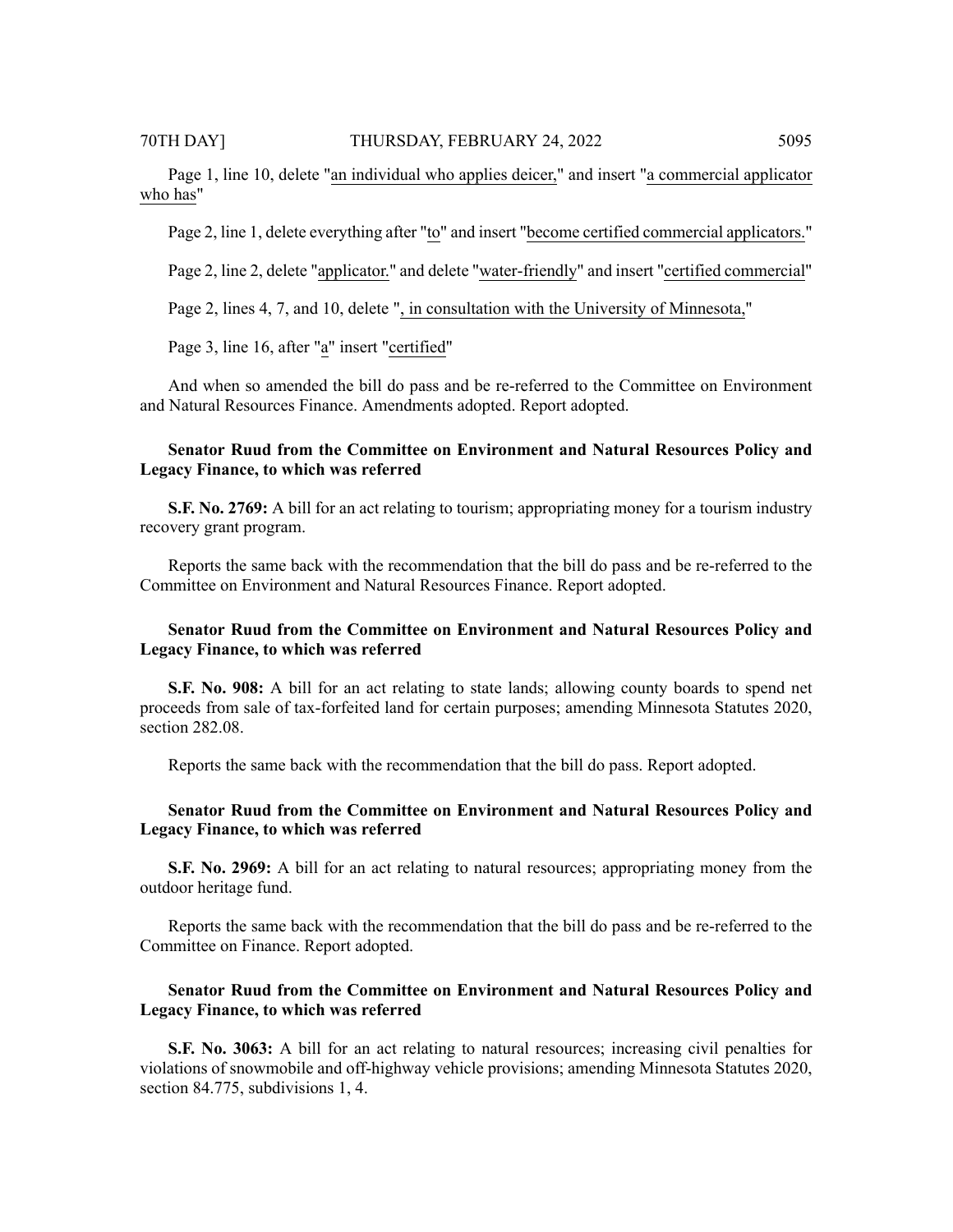Page 1, line 10, delete "an individual who applies deicer," and insert "a commercial applicator who has"

Page 2, line 1, delete everything after "to" and insert "become certified commercial applicators."

Page 2, line 2, delete "applicator." and delete "water-friendly" and insert "certified commercial"

Page 2, lines 4, 7, and 10, delete ", in consultation with the University of Minnesota,"

Page 3, line 16, after "a" insert "certified"

And when so amended the bill do pass and be re-referred to the Committee on Environment and Natural Resources Finance. Amendments adopted. Report adopted.

**Senator Ruud from the Committee on Environment and Natural Resources Policy and Legacy Finance, to which was referred**

**S.F. No. 2769:** A bill for an act relating to tourism; appropriating money for a tourism industry recovery grant program.

Reports the same back with the recommendation that the bill do pass and be re-referred to the Committee on Environment and Natural Resources Finance. Report adopted.

**Senator Ruud from the Committee on Environment and Natural Resources Policy and Legacy Finance, to which was referred**

**S.F. No. 908:** A bill for an act relating to state lands; allowing county boards to spend net proceeds from sale of tax-forfeited land for certain purposes; amending Minnesota Statutes 2020, section 282.08.

Reports the same back with the recommendation that the bill do pass. Report adopted.

**Senator Ruud from the Committee on Environment and Natural Resources Policy and Legacy Finance, to which was referred**

**S.F. No. 2969:** A bill for an act relating to natural resources; appropriating money from the outdoor heritage fund.

Reports the same back with the recommendation that the bill do pass and be re-referred to the Committee on Finance. Report adopted.

**Senator Ruud from the Committee on Environment and Natural Resources Policy and Legacy Finance, to which was referred**

**S.F. No. 3063:** A bill for an act relating to natural resources; increasing civil penalties for violations of snowmobile and off-highway vehicle provisions; amending Minnesota Statutes 2020, section 84.775, subdivisions 1, 4.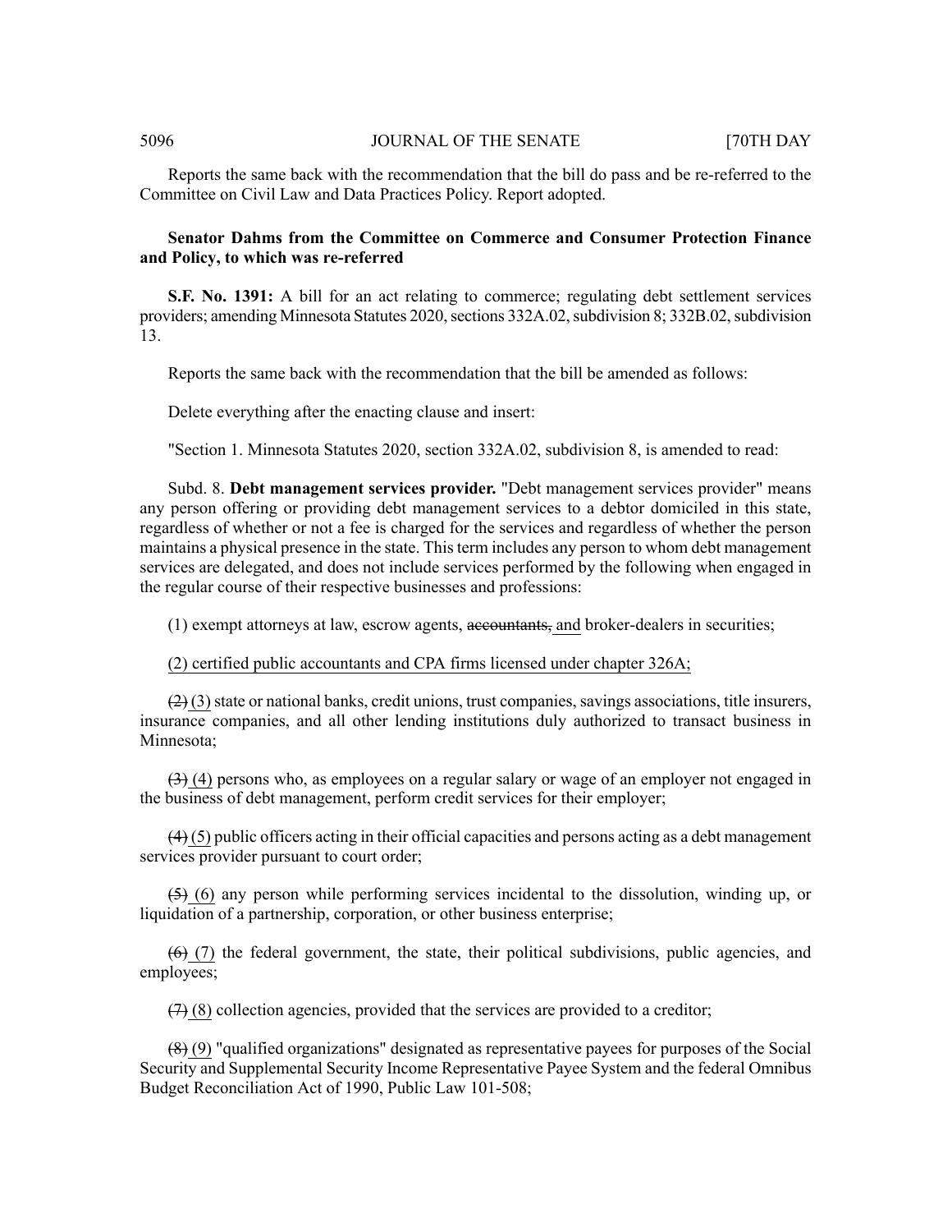Reports the same back with the recommendation that the bill do pass and be re-referred to the Committee on Civil Law and Data Practices Policy. Report adopted.

**Senator Dahms from the Committee on Commerce and Consumer Protection Finance and Policy, to which was re-referred**

**S.F. No. 1391:** A bill for an act relating to commerce; regulating debt settlement services providers; amending Minnesota Statutes 2020, sections 332A.02, subdivision 8; 332B.02, subdivision 13.

Reports the same back with the recommendation that the bill be amended as follows:

Delete everything after the enacting clause and insert:

"Section 1. Minnesota Statutes 2020, section 332A.02, subdivision 8, is amended to read:

Subd. 8. **Debt management services provider.** "Debt management services provider" means any person offering or providing debt management services to a debtor domiciled in this state, regardless of whether or not a fee is charged for the services and regardless of whether the person maintains a physical presence in the state. This term includes any person to whom debt management services are delegated, and does not include services performed by the following when engaged in the regular course of their respective businesses and professions:

(1) exempt attorneys at law, escrow agents, ~~accountants,~~ and broker-dealers in securities;

(2) certified public accountants and CPA firms licensed under chapter 326A;

~~(2)~~ (3) state or national banks, credit unions, trust companies, savings associations, title insurers, insurance companies, and all other lending institutions duly authorized to transact business in Minnesota;

~~(3)~~ (4) persons who, as employees on a regular salary or wage of an employer not engaged in the business of debt management, perform credit services for their employer;

~~(4)~~ (5) public officers acting in their official capacities and persons acting as a debt management services provider pursuant to court order;

~~(5)~~ (6) any person while performing services incidental to the dissolution, winding up, or liquidation of a partnership, corporation, or other business enterprise;

~~(6)~~ (7) the federal government, the state, their political subdivisions, public agencies, and employees;

~~(7)~~ (8) collection agencies, provided that the services are provided to a creditor;

~~(8)~~ (9) "qualified organizations" designated as representative payees for purposes of the Social Security and Supplemental Security Income Representative Payee System and the federal Omnibus Budget Reconciliation Act of 1990, Public Law 101-508;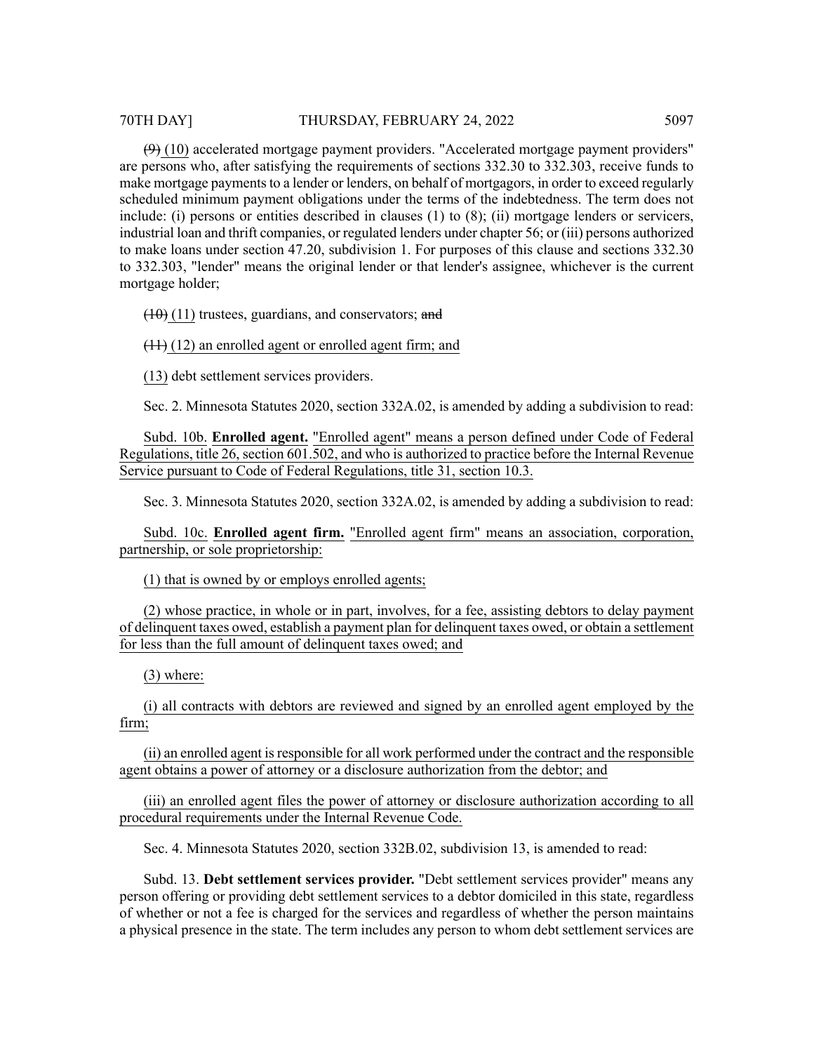~~(9)~~ (10) accelerated mortgage payment providers. "Accelerated mortgage payment providers" are persons who, after satisfying the requirements of sections 332.30 to 332.303, receive funds to make mortgage payments to a lender or lenders, on behalf of mortgagors, in order to exceed regularly scheduled minimum payment obligations under the terms of the indebtedness. The term does not include: (i) persons or entities described in clauses (1) to (8); (ii) mortgage lenders or servicers, industrial loan and thrift companies, or regulated lenders under chapter 56; or (iii) persons authorized to make loans under section 47.20, subdivision 1. For purposes of this clause and sections 332.30 to 332.303, "lender" means the original lender or that lender's assignee, whichever is the current mortgage holder;

~~(10)~~ (11) trustees, guardians, and conservators; ~~and~~

~~(11)~~ (12) an enrolled agent or enrolled agent firm; and

(13) debt settlement services providers.

Sec. 2. Minnesota Statutes 2020, section 332A.02, is amended by adding a subdivision to read:

Subd. 10b. **Enrolled agent.** "Enrolled agent" means a person defined under Code of Federal Regulations, title 26, section 601.502, and who is authorized to practice before the Internal Revenue Service pursuant to Code of Federal Regulations, title 31, section 10.3.

Sec. 3. Minnesota Statutes 2020, section 332A.02, is amended by adding a subdivision to read:

Subd. 10c. **Enrolled agent firm.** "Enrolled agent firm" means an association, corporation, partnership, or sole proprietorship:

(1) that is owned by or employs enrolled agents;

(2) whose practice, in whole or in part, involves, for a fee, assisting debtors to delay payment of delinquent taxes owed, establish a payment plan for delinquent taxes owed, or obtain a settlement for less than the full amount of delinquent taxes owed; and

(3) where:

(i) all contracts with debtors are reviewed and signed by an enrolled agent employed by the firm;

(ii) an enrolled agent is responsible for all work performed under the contract and the responsible agent obtains a power of attorney or a disclosure authorization from the debtor; and

(iii) an enrolled agent files the power of attorney or disclosure authorization according to all procedural requirements under the Internal Revenue Code.

Sec. 4. Minnesota Statutes 2020, section 332B.02, subdivision 13, is amended to read:

Subd. 13. **Debt settlement services provider.** "Debt settlement services provider" means any person offering or providing debt settlement services to a debtor domiciled in this state, regardless of whether or not a fee is charged for the services and regardless of whether the person maintains a physical presence in the state. The term includes any person to whom debt settlement services are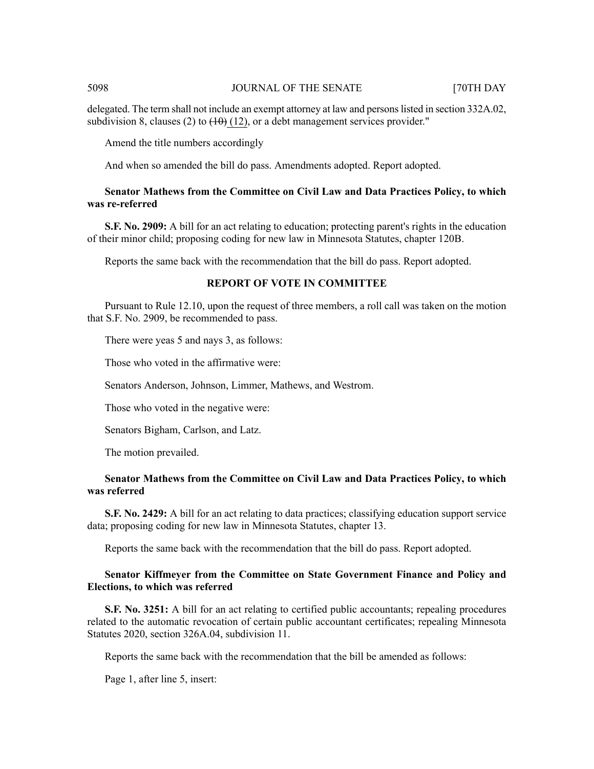delegated. The term shall not include an exempt attorney at law and persons listed in section 332A.02, subdivision 8, clauses (2) to ~~(10)~~ (12), or a debt management services provider."

Amend the title numbers accordingly

And when so amended the bill do pass. Amendments adopted. Report adopted.

**Senator Mathews from the Committee on Civil Law and Data Practices Policy, to which was re-referred**

**S.F. No. 2909:** A bill for an act relating to education; protecting parent's rights in the education of their minor child; proposing coding for new law in Minnesota Statutes, chapter 120B.

Reports the same back with the recommendation that the bill do pass. Report adopted.

**REPORT OF VOTE IN COMMITTEE**

Pursuant to Rule 12.10, upon the request of three members, a roll call was taken on the motion that S.F. No. 2909, be recommended to pass.

There were yeas 5 and nays 3, as follows:

Those who voted in the affirmative were:

Senators Anderson, Johnson, Limmer, Mathews, and Westrom.

Those who voted in the negative were:

Senators Bigham, Carlson, and Latz.

The motion prevailed.

**Senator Mathews from the Committee on Civil Law and Data Practices Policy, to which was referred**

**S.F. No. 2429:** A bill for an act relating to data practices; classifying education support service data; proposing coding for new law in Minnesota Statutes, chapter 13.

Reports the same back with the recommendation that the bill do pass. Report adopted.

**Senator Kiffmeyer from the Committee on State Government Finance and Policy and Elections, to which was referred**

**S.F. No. 3251:** A bill for an act relating to certified public accountants; repealing procedures related to the automatic revocation of certain public accountant certificates; repealing Minnesota Statutes 2020, section 326A.04, subdivision 11.

Reports the same back with the recommendation that the bill be amended as follows:

Page 1, after line 5, insert: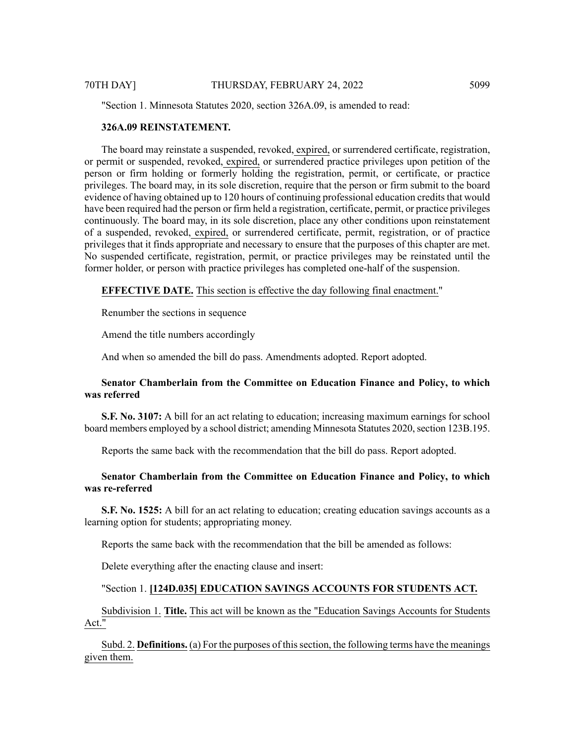"Section 1. Minnesota Statutes 2020, section 326A.09, is amended to read:

**326A.09 REINSTATEMENT.**

The board may reinstate a suspended, revoked, expired, or surrendered certificate, registration, or permit or suspended, revoked, expired, or surrendered practice privileges upon petition of the person or firm holding or formerly holding the registration, permit, or certificate, or practice privileges. The board may, in its sole discretion, require that the person or firm submit to the board evidence of having obtained up to 120 hours of continuing professional education credits that would have been required had the person or firm held a registration, certificate, permit, or practice privileges continuously. The board may, in its sole discretion, place any other conditions upon reinstatement of a suspended, revoked, expired, or surrendered certificate, permit, registration, or of practice privileges that it finds appropriate and necessary to ensure that the purposes of this chapter are met. No suspended certificate, registration, permit, or practice privileges may be reinstated until the former holder, or person with practice privileges has completed one-half of the suspension.

**EFFECTIVE DATE.** This section is effective the day following final enactment."

Renumber the sections in sequence

Amend the title numbers accordingly

And when so amended the bill do pass. Amendments adopted. Report adopted.

**Senator Chamberlain from the Committee on Education Finance and Policy, to which was referred**

**S.F. No. 3107:** A bill for an act relating to education; increasing maximum earnings for school board members employed by a school district; amending Minnesota Statutes 2020, section 123B.195.

Reports the same back with the recommendation that the bill do pass. Report adopted.

**Senator Chamberlain from the Committee on Education Finance and Policy, to which was re-referred**

**S.F. No. 1525:** A bill for an act relating to education; creating education savings accounts as a learning option for students; appropriating money.

Reports the same back with the recommendation that the bill be amended as follows:

Delete everything after the enacting clause and insert:

"Section 1. **[124D.035] EDUCATION SAVINGS ACCOUNTS FOR STUDENTS ACT.**

Subdivision 1. **Title.** This act will be known as the "Education Savings Accounts for Students Act."

Subd. 2. **Definitions.** (a) For the purposes of this section, the following terms have the meanings given them.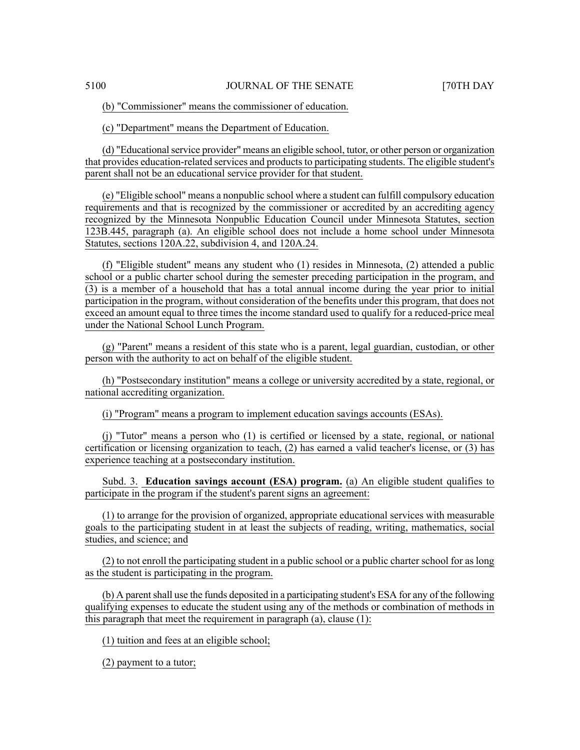(b) "Commissioner" means the commissioner of education.

(c) "Department" means the Department of Education.

(d) "Educational service provider" means an eligible school, tutor, or other person or organization that provides education-related services and products to participating students. The eligible student's parent shall not be an educational service provider for that student.

(e) "Eligible school" means a nonpublic school where a student can fulfill compulsory education requirements and that is recognized by the commissioner or accredited by an accrediting agency recognized by the Minnesota Nonpublic Education Council under Minnesota Statutes, section 123B.445, paragraph (a). An eligible school does not include a home school under Minnesota Statutes, sections 120A.22, subdivision 4, and 120A.24.

(f) "Eligible student" means any student who (1) resides in Minnesota, (2) attended a public school or a public charter school during the semester preceding participation in the program, and (3) is a member of a household that has a total annual income during the year prior to initial participation in the program, without consideration of the benefits under this program, that does not exceed an amount equal to three times the income standard used to qualify for a reduced-price meal under the National School Lunch Program.

(g) "Parent" means a resident of this state who is a parent, legal guardian, custodian, or other person with the authority to act on behalf of the eligible student.

(h) "Postsecondary institution" means a college or university accredited by a state, regional, or national accrediting organization.

(i) "Program" means a program to implement education savings accounts (ESAs).

(j) "Tutor" means a person who (1) is certified or licensed by a state, regional, or national certification or licensing organization to teach, (2) has earned a valid teacher's license, or (3) has experience teaching at a postsecondary institution.

Subd. 3. **Education savings account (ESA) program.** (a) An eligible student qualifies to participate in the program if the student's parent signs an agreement:

(1) to arrange for the provision of organized, appropriate educational services with measurable goals to the participating student in at least the subjects of reading, writing, mathematics, social studies, and science; and

(2) to not enroll the participating student in a public school or a public charter school for as long as the student is participating in the program.

(b) A parent shall use the funds deposited in a participating student's ESA for any of the following qualifying expenses to educate the student using any of the methods or combination of methods in this paragraph that meet the requirement in paragraph (a), clause (1):

(1) tuition and fees at an eligible school;

(2) payment to a tutor;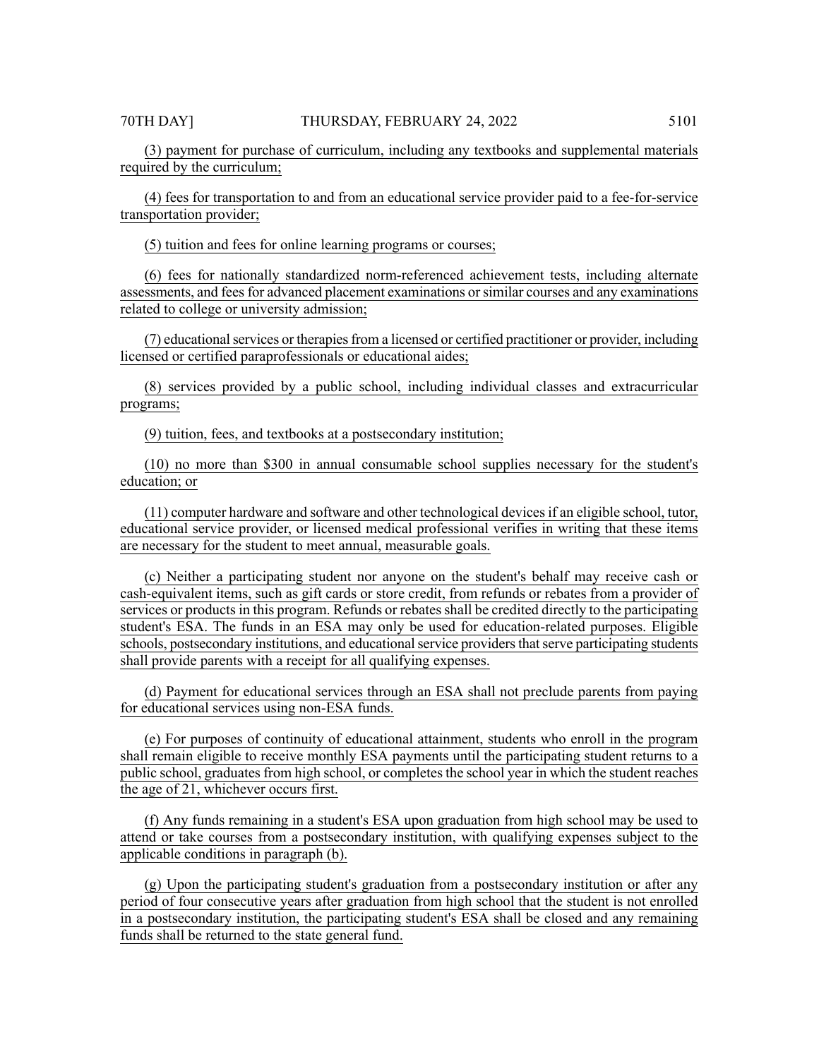(3) payment for purchase of curriculum, including any textbooks and supplemental materials required by the curriculum;

(4) fees for transportation to and from an educational service provider paid to a fee-for-service transportation provider;

(5) tuition and fees for online learning programs or courses;

(6) fees for nationally standardized norm-referenced achievement tests, including alternate assessments, and fees for advanced placement examinations or similar courses and any examinations related to college or university admission;

(7) educational services or therapies from a licensed or certified practitioner or provider, including licensed or certified paraprofessionals or educational aides;

(8) services provided by a public school, including individual classes and extracurricular programs;

(9) tuition, fees, and textbooks at a postsecondary institution;

(10) no more than $300 in annual consumable school supplies necessary for the student's education; or

(11) computer hardware and software and other technological devices if an eligible school, tutor, educational service provider, or licensed medical professional verifies in writing that these items are necessary for the student to meet annual, measurable goals.

(c) Neither a participating student nor anyone on the student's behalf may receive cash or cash-equivalent items, such as gift cards or store credit, from refunds or rebates from a provider of services or products in this program. Refunds or rebates shall be credited directly to the participating student's ESA. The funds in an ESA may only be used for education-related purposes. Eligible schools, postsecondary institutions, and educational service providers that serve participating students shall provide parents with a receipt for all qualifying expenses.

(d) Payment for educational services through an ESA shall not preclude parents from paying for educational services using non-ESA funds.

(e) For purposes of continuity of educational attainment, students who enroll in the program shall remain eligible to receive monthly ESA payments until the participating student returns to a public school, graduates from high school, or completes the school year in which the student reaches the age of 21, whichever occurs first.

(f) Any funds remaining in a student's ESA upon graduation from high school may be used to attend or take courses from a postsecondary institution, with qualifying expenses subject to the applicable conditions in paragraph (b).

(g) Upon the participating student's graduation from a postsecondary institution or after any period of four consecutive years after graduation from high school that the student is not enrolled in a postsecondary institution, the participating student's ESA shall be closed and any remaining funds shall be returned to the state general fund.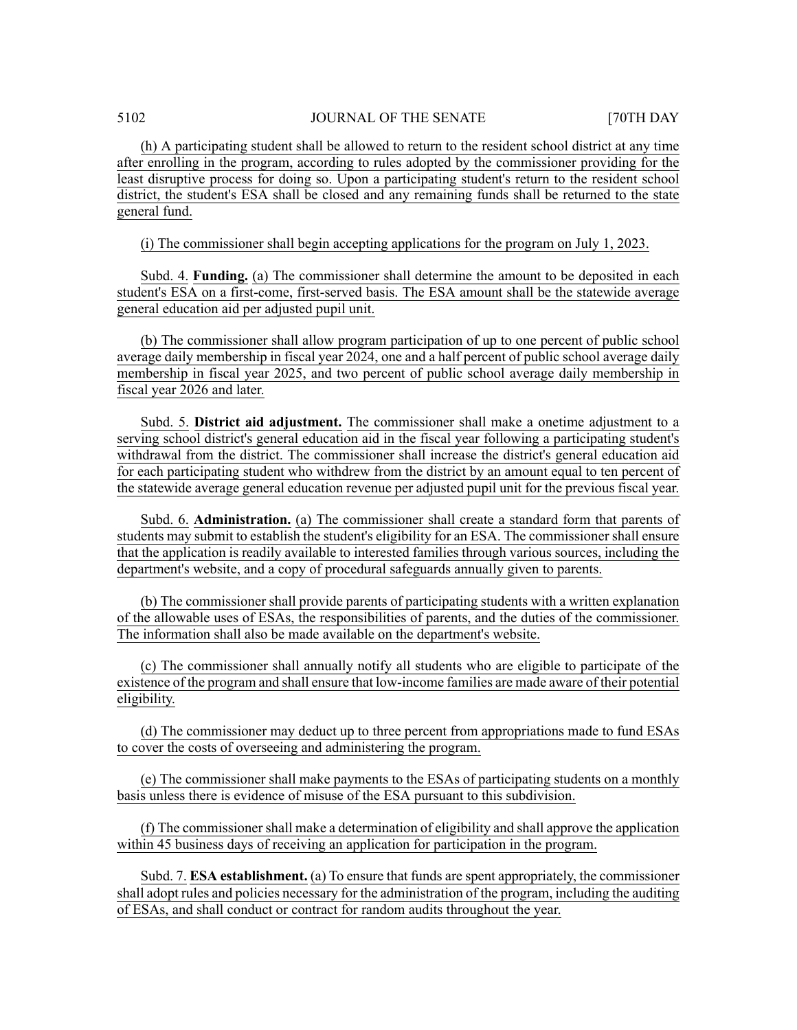(h) A participating student shall be allowed to return to the resident school district at any time after enrolling in the program, according to rules adopted by the commissioner providing for the least disruptive process for doing so. Upon a participating student's return to the resident school district, the student's ESA shall be closed and any remaining funds shall be returned to the state general fund.

(i) The commissioner shall begin accepting applications for the program on July 1, 2023.

Subd. 4. **Funding.** (a) The commissioner shall determine the amount to be deposited in each student's ESA on a first-come, first-served basis. The ESA amount shall be the statewide average general education aid per adjusted pupil unit.

(b) The commissioner shall allow program participation of up to one percent of public school average daily membership in fiscal year 2024, one and a half percent of public school average daily membership in fiscal year 2025, and two percent of public school average daily membership in fiscal year 2026 and later.

Subd. 5. **District aid adjustment.** The commissioner shall make a onetime adjustment to a serving school district's general education aid in the fiscal year following a participating student's withdrawal from the district. The commissioner shall increase the district's general education aid for each participating student who withdrew from the district by an amount equal to ten percent of the statewide average general education revenue per adjusted pupil unit for the previous fiscal year.

Subd. 6. **Administration.** (a) The commissioner shall create a standard form that parents of students may submit to establish the student's eligibility for an ESA. The commissioner shall ensure that the application is readily available to interested families through various sources, including the department's website, and a copy of procedural safeguards annually given to parents.

(b) The commissioner shall provide parents of participating students with a written explanation of the allowable uses of ESAs, the responsibilities of parents, and the duties of the commissioner. The information shall also be made available on the department's website.

(c) The commissioner shall annually notify all students who are eligible to participate of the existence of the program and shall ensure that low-income families are made aware of their potential eligibility.

(d) The commissioner may deduct up to three percent from appropriations made to fund ESAs to cover the costs of overseeing and administering the program.

(e) The commissioner shall make payments to the ESAs of participating students on a monthly basis unless there is evidence of misuse of the ESA pursuant to this subdivision.

(f) The commissioner shall make a determination of eligibility and shall approve the application within 45 business days of receiving an application for participation in the program.

Subd. 7. **ESA establishment.** (a) To ensure that funds are spent appropriately, the commissioner shall adopt rules and policies necessary for the administration of the program, including the auditing of ESAs, and shall conduct or contract for random audits throughout the year.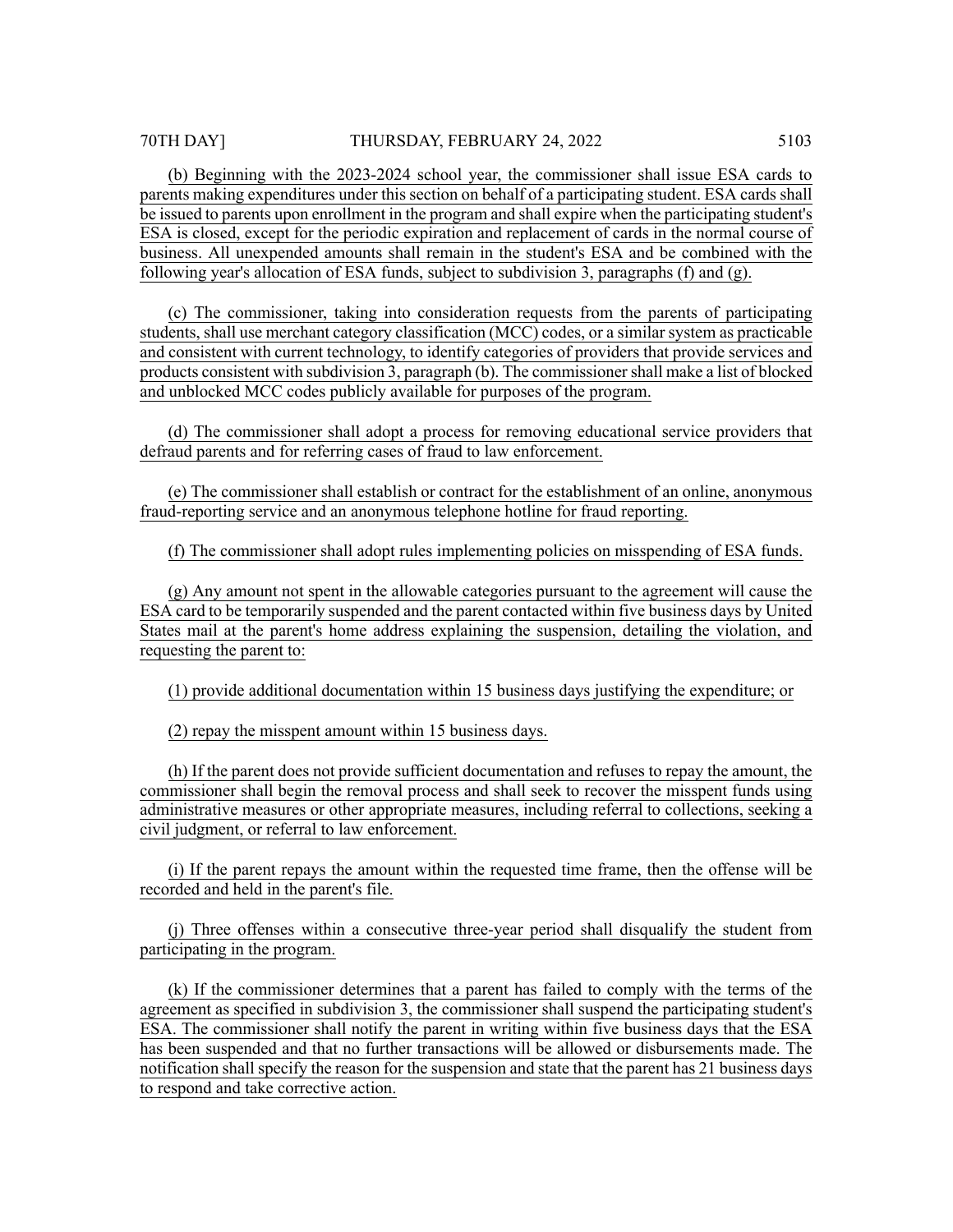(b) Beginning with the 2023-2024 school year, the commissioner shall issue ESA cards to parents making expenditures under this section on behalf of a participating student. ESA cards shall be issued to parents upon enrollment in the program and shall expire when the participating student's ESA is closed, except for the periodic expiration and replacement of cards in the normal course of business. All unexpended amounts shall remain in the student's ESA and be combined with the following year's allocation of ESA funds, subject to subdivision 3, paragraphs (f) and (g).

(c) The commissioner, taking into consideration requests from the parents of participating students, shall use merchant category classification (MCC) codes, or a similar system as practicable and consistent with current technology, to identify categories of providers that provide services and products consistent with subdivision 3, paragraph (b). The commissioner shall make a list of blocked and unblocked MCC codes publicly available for purposes of the program.

(d) The commissioner shall adopt a process for removing educational service providers that defraud parents and for referring cases of fraud to law enforcement.

(e) The commissioner shall establish or contract for the establishment of an online, anonymous fraud-reporting service and an anonymous telephone hotline for fraud reporting.

(f) The commissioner shall adopt rules implementing policies on misspending of ESA funds.

(g) Any amount not spent in the allowable categories pursuant to the agreement will cause the ESA card to be temporarily suspended and the parent contacted within five business days by United States mail at the parent's home address explaining the suspension, detailing the violation, and requesting the parent to:

(1) provide additional documentation within 15 business days justifying the expenditure; or

(2) repay the misspent amount within 15 business days.

(h) If the parent does not provide sufficient documentation and refuses to repay the amount, the commissioner shall begin the removal process and shall seek to recover the misspent funds using administrative measures or other appropriate measures, including referral to collections, seeking a civil judgment, or referral to law enforcement.

(i) If the parent repays the amount within the requested time frame, then the offense will be recorded and held in the parent's file.

(j) Three offenses within a consecutive three-year period shall disqualify the student from participating in the program.

(k) If the commissioner determines that a parent has failed to comply with the terms of the agreement as specified in subdivision 3, the commissioner shall suspend the participating student's ESA. The commissioner shall notify the parent in writing within five business days that the ESA has been suspended and that no further transactions will be allowed or disbursements made. The notification shall specify the reason for the suspension and state that the parent has 21 business days to respond and take corrective action.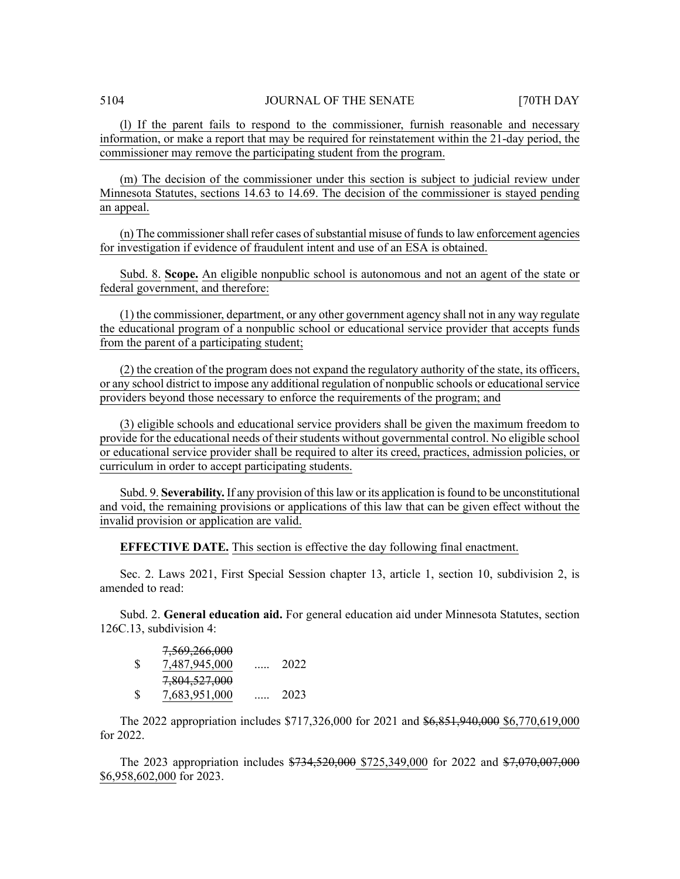(l) If the parent fails to respond to the commissioner, furnish reasonable and necessary information, or make a report that may be required for reinstatement within the 21-day period, the commissioner may remove the participating student from the program.

(m) The decision of the commissioner under this section is subject to judicial review under Minnesota Statutes, sections 14.63 to 14.69. The decision of the commissioner is stayed pending an appeal.

(n) The commissioner shall refer cases of substantial misuse of funds to law enforcement agencies for investigation if evidence of fraudulent intent and use of an ESA is obtained.

Subd. 8. **Scope.** An eligible nonpublic school is autonomous and not an agent of the state or federal government, and therefore:

(1) the commissioner, department, or any other government agency shall not in any way regulate the educational program of a nonpublic school or educational service provider that accepts funds from the parent of a participating student;

(2) the creation of the program does not expand the regulatory authority of the state, its officers, or any school district to impose any additional regulation of nonpublic schools or educational service providers beyond those necessary to enforce the requirements of the program; and

(3) eligible schools and educational service providers shall be given the maximum freedom to provide for the educational needs of their students without governmental control. No eligible school or educational service provider shall be required to alter its creed, practices, admission policies, or curriculum in order to accept participating students.

Subd. 9. **Severability.** If any provision of this law or its application is found to be unconstitutional and void, the remaining provisions or applications of this law that can be given effect without the invalid provision or application are valid.

**EFFECTIVE DATE.** This section is effective the day following final enactment.

Sec. 2. Laws 2021, First Special Session chapter 13, article 1, section 10, subdivision 2, is amended to read:

Subd. 2. **General education aid.** For general education aid under Minnesota Statutes, section 126C.13, subdivision 4:

| | | | |
|---|---|---|---|
| $ | ~~7,569,266,000~~ 7,487,945,000 | ..... | 2022 |
| $ | ~~7,804,527,000~~ 7,683,951,000 | ..... | 2023 |

The 2022 appropriation includes $717,326,000 for 2021 and ~~$6,851,940,000~~ $6,770,619,000 for 2022.

The 2023 appropriation includes ~~$734,520,000~~ $725,349,000 for 2022 and ~~$7,070,007,000~~ $6,958,602,000 for 2023.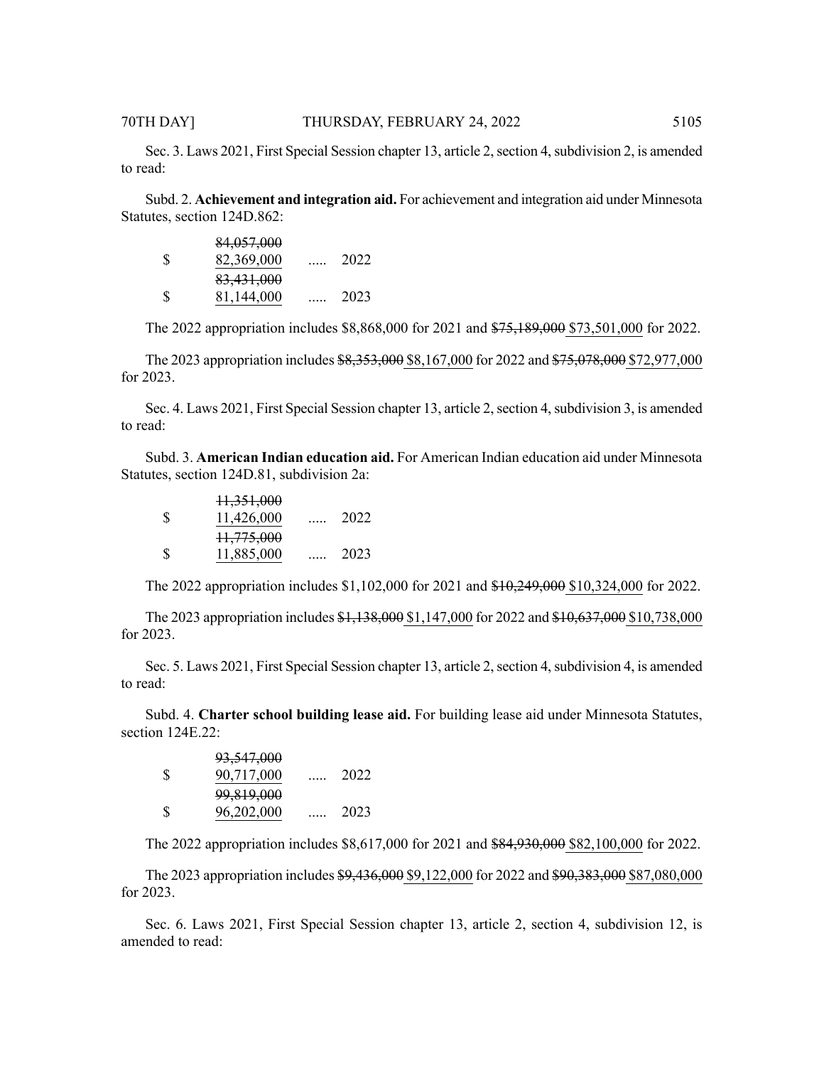Sec. 3. Laws 2021, First Special Session chapter 13, article 2, section 4, subdivision 2, is amended to read:

Subd. 2. **Achievement and integration aid.** For achievement and integration aid under Minnesota Statutes, section 124D.862:

| | | | |
|---|---|---|---|
| $ | ~~84,057,000~~ 82,369,000 | ..... | 2022 |
| $ | ~~83,431,000~~ 81,144,000 | ..... | 2023 |

The 2022 appropriation includes $8,868,000 for 2021 and ~~$75,189,000~~ $73,501,000 for 2022.

The 2023 appropriation includes ~~$8,353,000~~ $8,167,000 for 2022 and ~~$75,078,000~~ $72,977,000 for 2023.

Sec. 4. Laws 2021, First Special Session chapter 13, article 2, section 4, subdivision 3, is amended to read:

Subd. 3. **American Indian education aid.** For American Indian education aid under Minnesota Statutes, section 124D.81, subdivision 2a:

| | | | |
|---|---|---|---|
| $ | ~~11,351,000~~ 11,426,000 | ..... | 2022 |
| $ | ~~11,775,000~~ 11,885,000 | ..... | 2023 |

The 2022 appropriation includes $1,102,000 for 2021 and ~~$10,249,000~~ $10,324,000 for 2022.

The 2023 appropriation includes ~~$1,138,000~~ $1,147,000 for 2022 and ~~$10,637,000~~ $10,738,000 for 2023.

Sec. 5. Laws 2021, First Special Session chapter 13, article 2, section 4, subdivision 4, is amended to read:

Subd. 4. **Charter school building lease aid.** For building lease aid under Minnesota Statutes, section 124E.22:

| | | | |
|---|---|---|---|
| $ | ~~93,547,000~~ 90,717,000 | ..... | 2022 |
| $ | ~~99,819,000~~ 96,202,000 | ..... | 2023 |

The 2022 appropriation includes $8,617,000 for 2021 and ~~$84,930,000~~ $82,100,000 for 2022.

The 2023 appropriation includes ~~$9,436,000~~ $9,122,000 for 2022 and ~~$90,383,000~~ $87,080,000 for 2023.

Sec. 6. Laws 2021, First Special Session chapter 13, article 2, section 4, subdivision 12, is amended to read: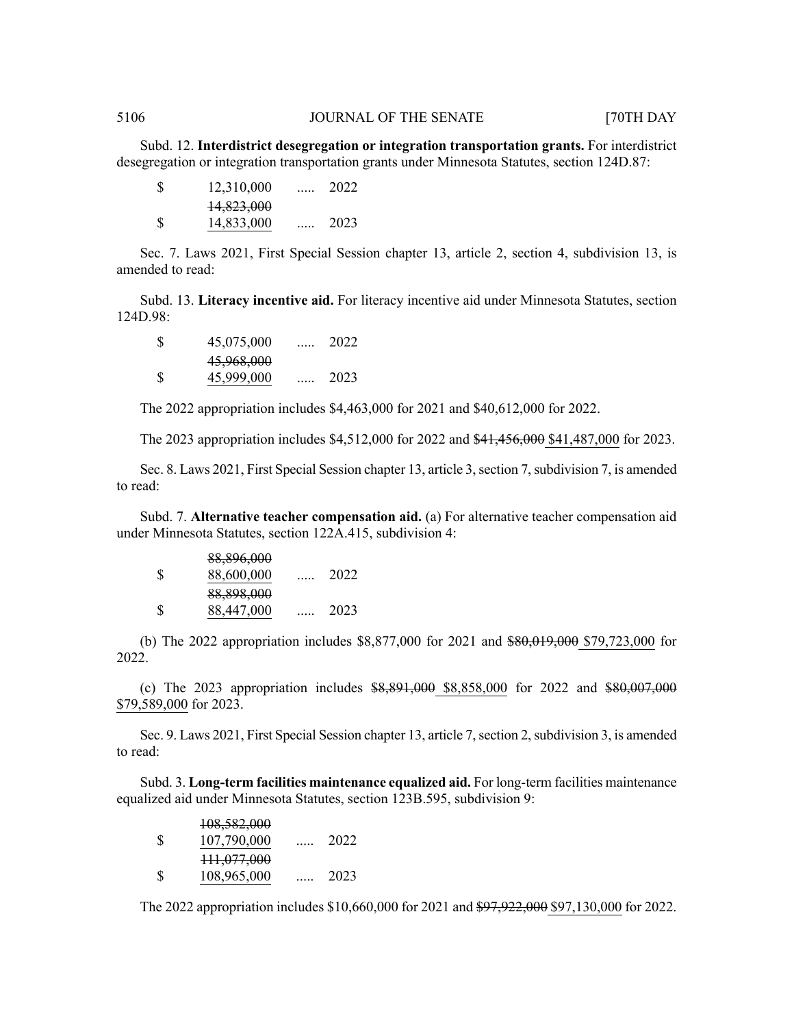Subd. 12. **Interdistrict desegregation or integration transportation grants.** For interdistrict desegregation or integration transportation grants under Minnesota Statutes, section 124D.87:

| | | | |
|---|---|---|---|
| $ | 12,310,000 | ..... | 2022 |
| $ | ~~14,823,000~~ <u>14,833,000</u> | ..... | 2023 |

Sec. 7. Laws 2021, First Special Session chapter 13, article 2, section 4, subdivision 13, is amended to read:

Subd. 13. **Literacy incentive aid.** For literacy incentive aid under Minnesota Statutes, section 124D.98:

| | | | |
|---|---|---|---|
| $ | 45,075,000 | ..... | 2022 |
| $ | ~~45,968,000~~ <u>45,999,000</u> | ..... | 2023 |

The 2022 appropriation includes $4,463,000 for 2021 and $40,612,000 for 2022.

The 2023 appropriation includes $4,512,000 for 2022 and ~~$41,456,000~~ <u>$41,487,000</u> for 2023.

Sec. 8. Laws 2021, First Special Session chapter 13, article 3, section 7, subdivision 7, is amended to read:

Subd. 7. **Alternative teacher compensation aid.** (a) For alternative teacher compensation aid under Minnesota Statutes, section 122A.415, subdivision 4:

| | | | |
|---|---|---|---|
| $ | ~~88,896,000~~ <u>88,600,000</u> | ..... | 2022 |
| $ | ~~88,898,000~~ <u>88,447,000</u> | ..... | 2023 |

(b) The 2022 appropriation includes $8,877,000 for 2021 and ~~$80,019,000~~ <u>$79,723,000</u> for 2022.

(c) The 2023 appropriation includes ~~$8,891,000~~ <u>$8,858,000</u> for 2022 and ~~$80,007,000~~ <u>$79,589,000</u> for 2023.

Sec. 9. Laws 2021, First Special Session chapter 13, article 7, section 2, subdivision 3, is amended to read:

Subd. 3. **Long-term facilities maintenance equalized aid.** For long-term facilities maintenance equalized aid under Minnesota Statutes, section 123B.595, subdivision 9:

| | | | |
|---|---|---|---|
| $ | ~~108,582,000~~ <u>107,790,000</u> | ..... | 2022 |
| $ | ~~111,077,000~~ <u>108,965,000</u> | ..... | 2023 |

The 2022 appropriation includes $10,660,000 for 2021 and ~~$97,922,000~~ <u>$97,130,000</u> for 2022.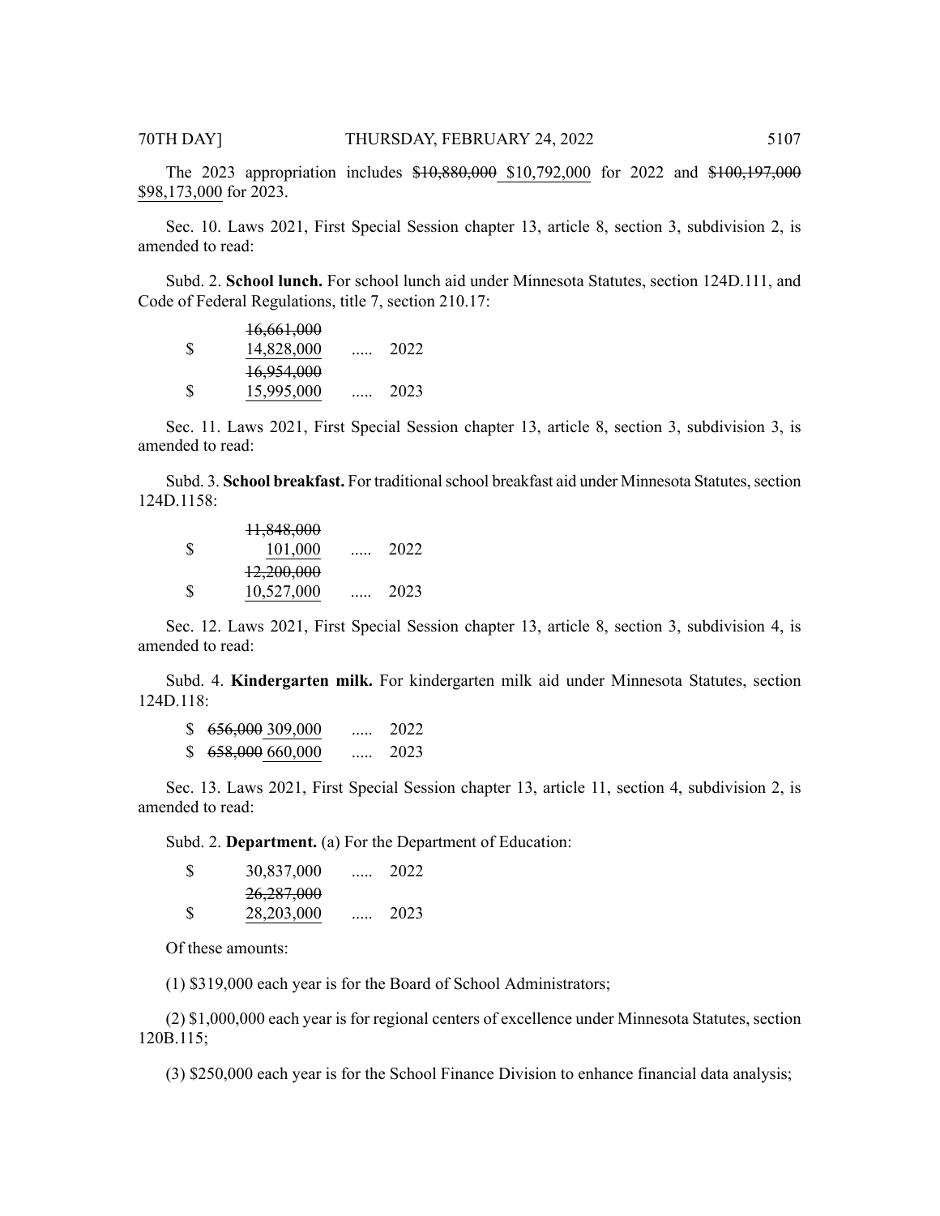The 2023 appropriation includes ~~$10,880,000~~ <u>$10,792,000</u> for 2022 and ~~$100,197,000~~ <u>$98,173,000</u> for 2023.

Sec. 10. Laws 2021, First Special Session chapter 13, article 8, section 3, subdivision 2, is amended to read:

Subd. 2. **School lunch.** For school lunch aid under Minnesota Statutes, section 124D.111, and Code of Federal Regulations, title 7, section 210.17:

| | | | |
|---|---|---|---|
| $ | ~~16,661,000~~ <u>14,828,000</u> | ..... | 2022 |
| $ | ~~16,954,000~~ <u>15,995,000</u> | ..... | 2023 |

Sec. 11. Laws 2021, First Special Session chapter 13, article 8, section 3, subdivision 3, is amended to read:

Subd. 3. **School breakfast.** For traditional school breakfast aid under Minnesota Statutes, section 124D.1158:

| | | | |
|---|---|---|---|
| $ | ~~11,848,000~~ <u>101,000</u> | ..... | 2022 |
| $ | ~~12,200,000~~ <u>10,527,000</u> | ..... | 2023 |

Sec. 12. Laws 2021, First Special Session chapter 13, article 8, section 3, subdivision 4, is amended to read:

Subd. 4. **Kindergarten milk.** For kindergarten milk aid under Minnesota Statutes, section 124D.118:

| | | | |
|---|---|---|---|
| $ | ~~656,000~~ <u>309,000</u> | ..... | 2022 |
| $ | ~~658,000~~ <u>660,000</u> | ..... | 2023 |

Sec. 13. Laws 2021, First Special Session chapter 13, article 11, section 4, subdivision 2, is amended to read:

Subd. 2. **Department.** (a) For the Department of Education:

| | | | |
|---|---|---|---|
| $ | 30,837,000 | ..... | 2022 |
| $ | ~~26,287,000~~ <u>28,203,000</u> | ..... | 2023 |

Of these amounts:

(1) $319,000 each year is for the Board of School Administrators;

(2) $1,000,000 each year is for regional centers of excellence under Minnesota Statutes, section 120B.115;

(3) $250,000 each year is for the School Finance Division to enhance financial data analysis;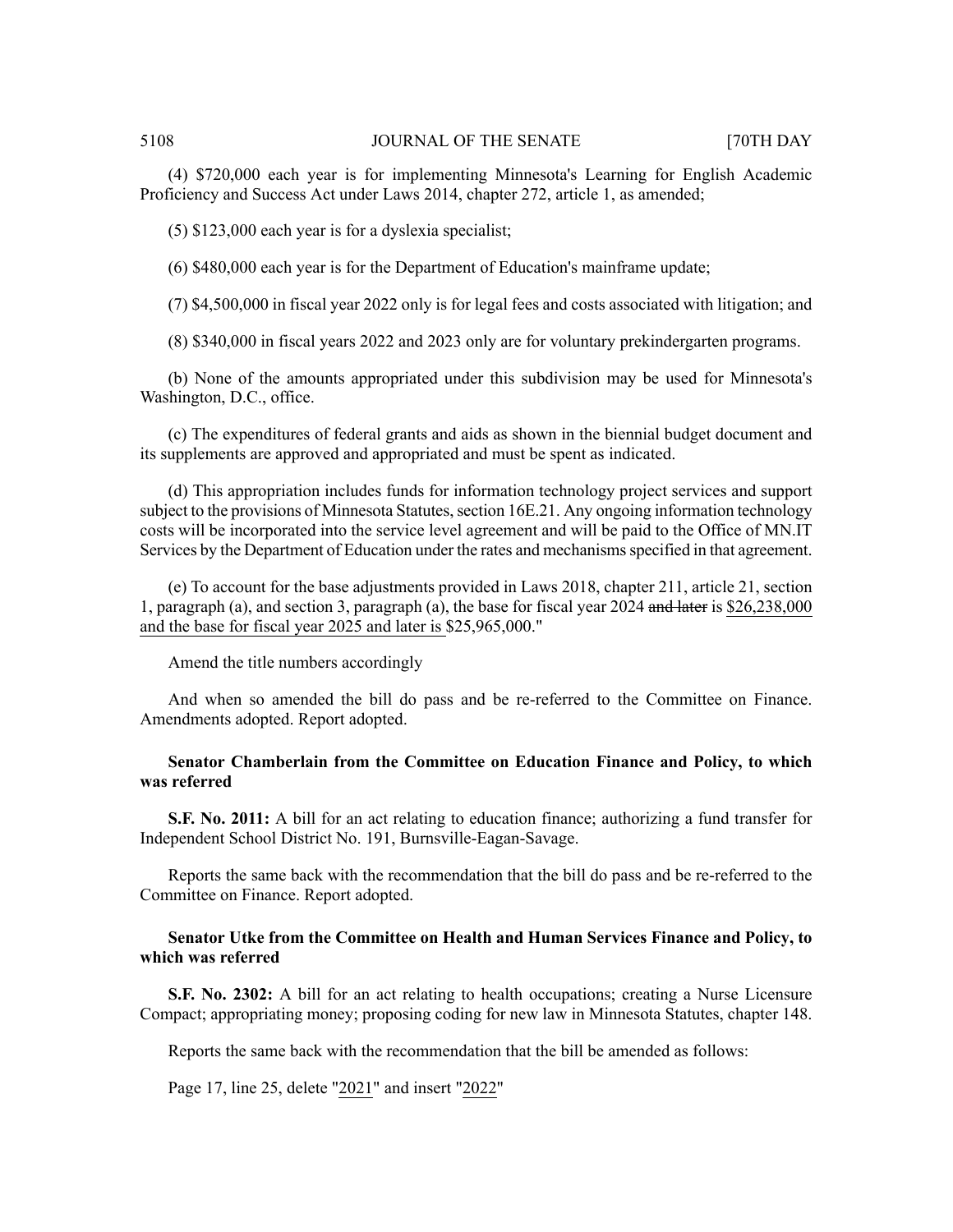(4) $720,000 each year is for implementing Minnesota's Learning for English Academic Proficiency and Success Act under Laws 2014, chapter 272, article 1, as amended;

(5) $123,000 each year is for a dyslexia specialist;

(6) $480,000 each year is for the Department of Education's mainframe update;

(7) $4,500,000 in fiscal year 2022 only is for legal fees and costs associated with litigation; and

(8) $340,000 in fiscal years 2022 and 2023 only are for voluntary prekindergarten programs.

(b) None of the amounts appropriated under this subdivision may be used for Minnesota's Washington, D.C., office.

(c) The expenditures of federal grants and aids as shown in the biennial budget document and its supplements are approved and appropriated and must be spent as indicated.

(d) This appropriation includes funds for information technology project services and support subject to the provisions of Minnesota Statutes, section 16E.21. Any ongoing information technology costs will be incorporated into the service level agreement and will be paid to the Office of MN.IT Services by the Department of Education under the rates and mechanisms specified in that agreement.

(e) To account for the base adjustments provided in Laws 2018, chapter 211, article 21, section 1, paragraph (a), and section 3, paragraph (a), the base for fiscal year 2024 ~~and later~~ is $26,238,000 and the base for fiscal year 2025 and later is $25,965,000."

Amend the title numbers accordingly

And when so amended the bill do pass and be re-referred to the Committee on Finance. Amendments adopted. Report adopted.

**Senator Chamberlain from the Committee on Education Finance and Policy, to which was referred**

**S.F. No. 2011:** A bill for an act relating to education finance; authorizing a fund transfer for Independent School District No. 191, Burnsville-Eagan-Savage.

Reports the same back with the recommendation that the bill do pass and be re-referred to the Committee on Finance. Report adopted.

**Senator Utke from the Committee on Health and Human Services Finance and Policy, to which was referred**

**S.F. No. 2302:** A bill for an act relating to health occupations; creating a Nurse Licensure Compact; appropriating money; proposing coding for new law in Minnesota Statutes, chapter 148.

Reports the same back with the recommendation that the bill be amended as follows:

Page 17, line 25, delete "2021" and insert "2022"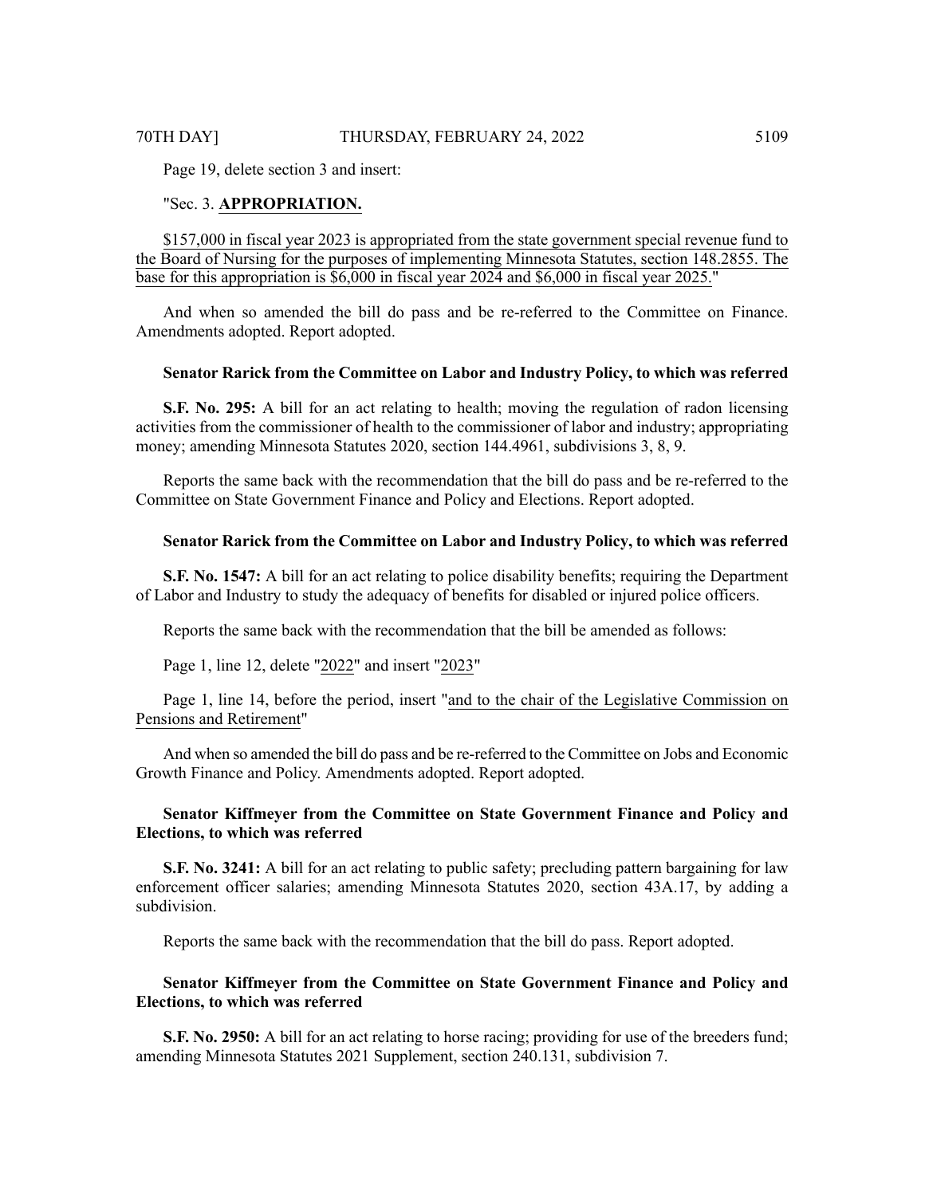Page 19, delete section 3 and insert:

"Sec. 3. **APPROPRIATION.**

$157,000 in fiscal year 2023 is appropriated from the state government special revenue fund to the Board of Nursing for the purposes of implementing Minnesota Statutes, section 148.2855. The base for this appropriation is $6,000 in fiscal year 2024 and $6,000 in fiscal year 2025."

And when so amended the bill do pass and be re-referred to the Committee on Finance. Amendments adopted. Report adopted.

**Senator Rarick from the Committee on Labor and Industry Policy, to which was referred**

**S.F. No. 295:** A bill for an act relating to health; moving the regulation of radon licensing activities from the commissioner of health to the commissioner of labor and industry; appropriating money; amending Minnesota Statutes 2020, section 144.4961, subdivisions 3, 8, 9.

Reports the same back with the recommendation that the bill do pass and be re-referred to the Committee on State Government Finance and Policy and Elections. Report adopted.

**Senator Rarick from the Committee on Labor and Industry Policy, to which was referred**

**S.F. No. 1547:** A bill for an act relating to police disability benefits; requiring the Department of Labor and Industry to study the adequacy of benefits for disabled or injured police officers.

Reports the same back with the recommendation that the bill be amended as follows:

Page 1, line 12, delete "2022" and insert "2023"

Page 1, line 14, before the period, insert "and to the chair of the Legislative Commission on Pensions and Retirement"

And when so amended the bill do pass and be re-referred to the Committee on Jobs and Economic Growth Finance and Policy. Amendments adopted. Report adopted.

**Senator Kiffmeyer from the Committee on State Government Finance and Policy and Elections, to which was referred**

**S.F. No. 3241:** A bill for an act relating to public safety; precluding pattern bargaining for law enforcement officer salaries; amending Minnesota Statutes 2020, section 43A.17, by adding a subdivision.

Reports the same back with the recommendation that the bill do pass. Report adopted.

**Senator Kiffmeyer from the Committee on State Government Finance and Policy and Elections, to which was referred**

**S.F. No. 2950:** A bill for an act relating to horse racing; providing for use of the breeders fund; amending Minnesota Statutes 2021 Supplement, section 240.131, subdivision 7.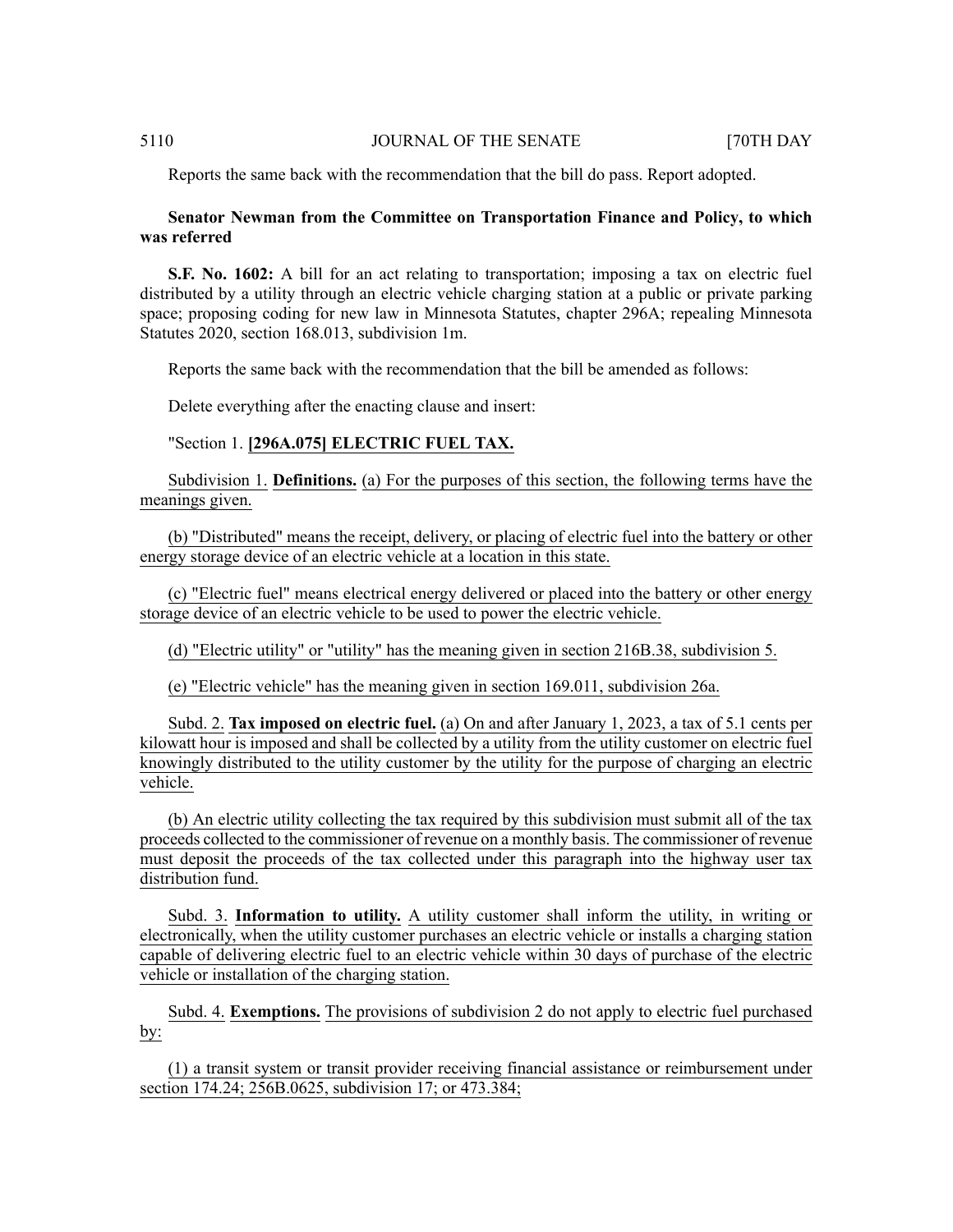Reports the same back with the recommendation that the bill do pass. Report adopted.

**Senator Newman from the Committee on Transportation Finance and Policy, to which was referred**

**S.F. No. 1602:** A bill for an act relating to transportation; imposing a tax on electric fuel distributed by a utility through an electric vehicle charging station at a public or private parking space; proposing coding for new law in Minnesota Statutes, chapter 296A; repealing Minnesota Statutes 2020, section 168.013, subdivision 1m.

Reports the same back with the recommendation that the bill be amended as follows:

Delete everything after the enacting clause and insert:

"Section 1. **[296A.075] ELECTRIC FUEL TAX.**

Subdivision 1. **Definitions.** (a) For the purposes of this section, the following terms have the meanings given.

(b) "Distributed" means the receipt, delivery, or placing of electric fuel into the battery or other energy storage device of an electric vehicle at a location in this state.

(c) "Electric fuel" means electrical energy delivered or placed into the battery or other energy storage device of an electric vehicle to be used to power the electric vehicle.

(d) "Electric utility" or "utility" has the meaning given in section 216B.38, subdivision 5.

(e) "Electric vehicle" has the meaning given in section 169.011, subdivision 26a.

Subd. 2. **Tax imposed on electric fuel.** (a) On and after January 1, 2023, a tax of 5.1 cents per kilowatt hour is imposed and shall be collected by a utility from the utility customer on electric fuel knowingly distributed to the utility customer by the utility for the purpose of charging an electric vehicle.

(b) An electric utility collecting the tax required by this subdivision must submit all of the tax proceeds collected to the commissioner of revenue on a monthly basis. The commissioner of revenue must deposit the proceeds of the tax collected under this paragraph into the highway user tax distribution fund.

Subd. 3. **Information to utility.** A utility customer shall inform the utility, in writing or electronically, when the utility customer purchases an electric vehicle or installs a charging station capable of delivering electric fuel to an electric vehicle within 30 days of purchase of the electric vehicle or installation of the charging station.

Subd. 4. **Exemptions.** The provisions of subdivision 2 do not apply to electric fuel purchased by:

(1) a transit system or transit provider receiving financial assistance or reimbursement under section 174.24; 256B.0625, subdivision 17; or 473.384;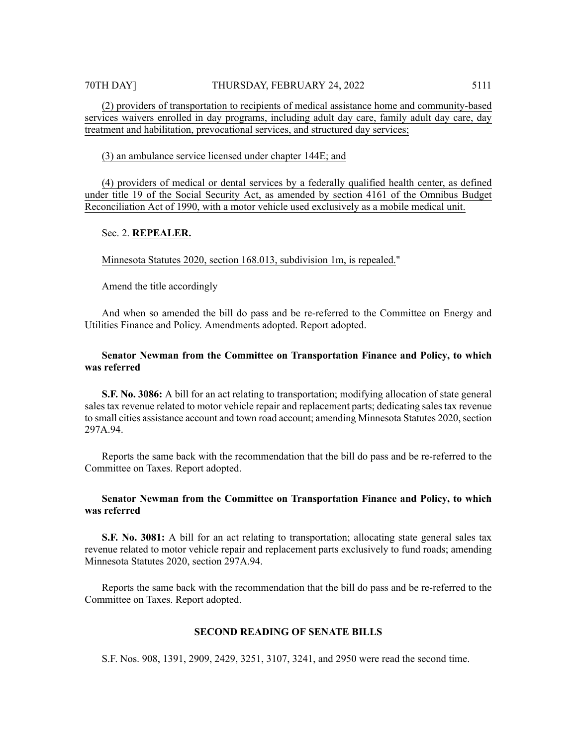(2) providers of transportation to recipients of medical assistance home and community-based services waivers enrolled in day programs, including adult day care, family adult day care, day treatment and habilitation, prevocational services, and structured day services;

(3) an ambulance service licensed under chapter 144E; and

(4) providers of medical or dental services by a federally qualified health center, as defined under title 19 of the Social Security Act, as amended by section 4161 of the Omnibus Budget Reconciliation Act of 1990, with a motor vehicle used exclusively as a mobile medical unit.

Sec. 2. **REPEALER.**

Minnesota Statutes 2020, section 168.013, subdivision 1m, is repealed."

Amend the title accordingly

And when so amended the bill do pass and be re-referred to the Committee on Energy and Utilities Finance and Policy. Amendments adopted. Report adopted.

**Senator Newman from the Committee on Transportation Finance and Policy, to which was referred**

**S.F. No. 3086:** A bill for an act relating to transportation; modifying allocation of state general sales tax revenue related to motor vehicle repair and replacement parts; dedicating sales tax revenue to small cities assistance account and town road account; amending Minnesota Statutes 2020, section 297A.94.

Reports the same back with the recommendation that the bill do pass and be re-referred to the Committee on Taxes. Report adopted.

**Senator Newman from the Committee on Transportation Finance and Policy, to which was referred**

**S.F. No. 3081:** A bill for an act relating to transportation; allocating state general sales tax revenue related to motor vehicle repair and replacement parts exclusively to fund roads; amending Minnesota Statutes 2020, section 297A.94.

Reports the same back with the recommendation that the bill do pass and be re-referred to the Committee on Taxes. Report adopted.

## SECOND READING OF SENATE BILLS

S.F. Nos. 908, 1391, 2909, 2429, 3251, 3107, 3241, and 2950 were read the second time.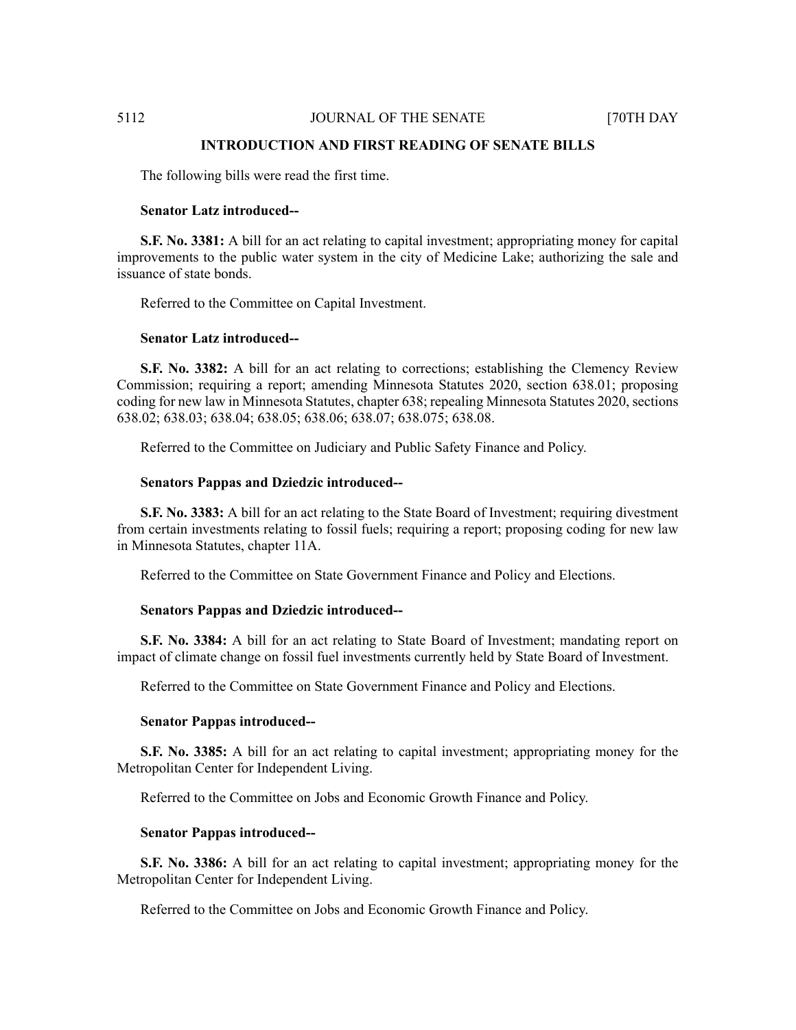## INTRODUCTION AND FIRST READING OF SENATE BILLS

The following bills were read the first time.

**Senator Latz introduced--**

**S.F. No. 3381:** A bill for an act relating to capital investment; appropriating money for capital improvements to the public water system in the city of Medicine Lake; authorizing the sale and issuance of state bonds.

Referred to the Committee on Capital Investment.

**Senator Latz introduced--**

**S.F. No. 3382:** A bill for an act relating to corrections; establishing the Clemency Review Commission; requiring a report; amending Minnesota Statutes 2020, section 638.01; proposing coding for new law in Minnesota Statutes, chapter 638; repealing Minnesota Statutes 2020, sections 638.02; 638.03; 638.04; 638.05; 638.06; 638.07; 638.075; 638.08.

Referred to the Committee on Judiciary and Public Safety Finance and Policy.

**Senators Pappas and Dziedzic introduced--**

**S.F. No. 3383:** A bill for an act relating to the State Board of Investment; requiring divestment from certain investments relating to fossil fuels; requiring a report; proposing coding for new law in Minnesota Statutes, chapter 11A.

Referred to the Committee on State Government Finance and Policy and Elections.

**Senators Pappas and Dziedzic introduced--**

**S.F. No. 3384:** A bill for an act relating to State Board of Investment; mandating report on impact of climate change on fossil fuel investments currently held by State Board of Investment.

Referred to the Committee on State Government Finance and Policy and Elections.

**Senator Pappas introduced--**

**S.F. No. 3385:** A bill for an act relating to capital investment; appropriating money for the Metropolitan Center for Independent Living.

Referred to the Committee on Jobs and Economic Growth Finance and Policy.

**Senator Pappas introduced--**

**S.F. No. 3386:** A bill for an act relating to capital investment; appropriating money for the Metropolitan Center for Independent Living.

Referred to the Committee on Jobs and Economic Growth Finance and Policy.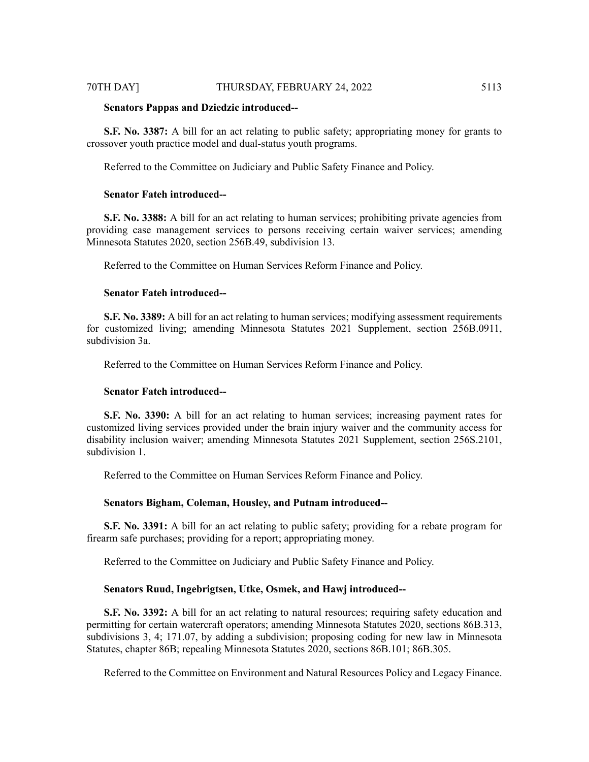**Senators Pappas and Dziedzic introduced--**

**S.F. No. 3387:** A bill for an act relating to public safety; appropriating money for grants to crossover youth practice model and dual-status youth programs.

Referred to the Committee on Judiciary and Public Safety Finance and Policy.

**Senator Fateh introduced--**

**S.F. No. 3388:** A bill for an act relating to human services; prohibiting private agencies from providing case management services to persons receiving certain waiver services; amending Minnesota Statutes 2020, section 256B.49, subdivision 13.

Referred to the Committee on Human Services Reform Finance and Policy.

**Senator Fateh introduced--**

**S.F. No. 3389:** A bill for an act relating to human services; modifying assessment requirements for customized living; amending Minnesota Statutes 2021 Supplement, section 256B.0911, subdivision 3a.

Referred to the Committee on Human Services Reform Finance and Policy.

**Senator Fateh introduced--**

**S.F. No. 3390:** A bill for an act relating to human services; increasing payment rates for customized living services provided under the brain injury waiver and the community access for disability inclusion waiver; amending Minnesota Statutes 2021 Supplement, section 256S.2101, subdivision 1.

Referred to the Committee on Human Services Reform Finance and Policy.

**Senators Bigham, Coleman, Housley, and Putnam introduced--**

**S.F. No. 3391:** A bill for an act relating to public safety; providing for a rebate program for firearm safe purchases; providing for a report; appropriating money.

Referred to the Committee on Judiciary and Public Safety Finance and Policy.

**Senators Ruud, Ingebrigtsen, Utke, Osmek, and Hawj introduced--**

**S.F. No. 3392:** A bill for an act relating to natural resources; requiring safety education and permitting for certain watercraft operators; amending Minnesota Statutes 2020, sections 86B.313, subdivisions 3, 4; 171.07, by adding a subdivision; proposing coding for new law in Minnesota Statutes, chapter 86B; repealing Minnesota Statutes 2020, sections 86B.101; 86B.305.

Referred to the Committee on Environment and Natural Resources Policy and Legacy Finance.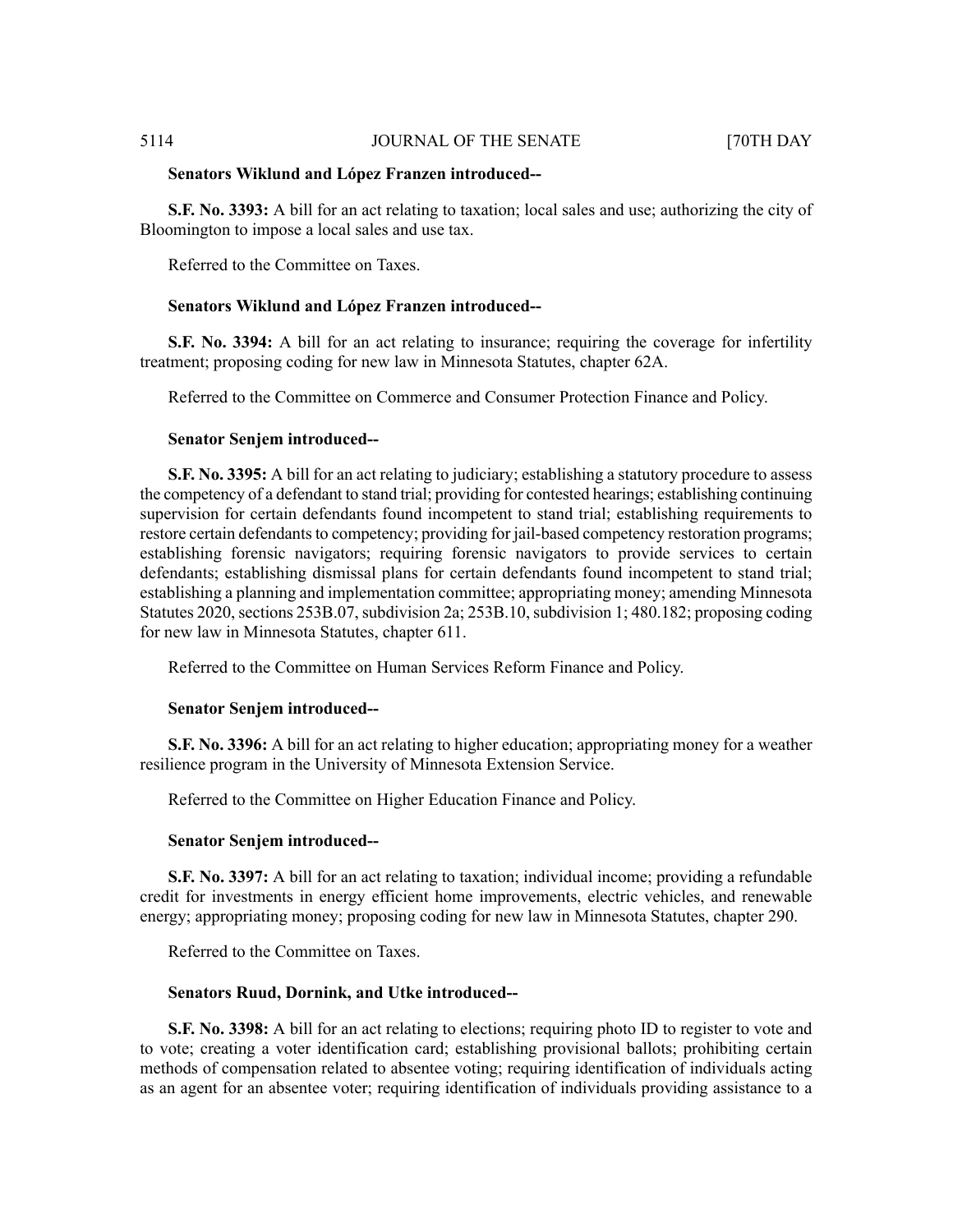**Senators Wiklund and López Franzen introduced--**

**S.F. No. 3393:** A bill for an act relating to taxation; local sales and use; authorizing the city of Bloomington to impose a local sales and use tax.

Referred to the Committee on Taxes.

**Senators Wiklund and López Franzen introduced--**

**S.F. No. 3394:** A bill for an act relating to insurance; requiring the coverage for infertility treatment; proposing coding for new law in Minnesota Statutes, chapter 62A.

Referred to the Committee on Commerce and Consumer Protection Finance and Policy.

**Senator Senjem introduced--**

**S.F. No. 3395:** A bill for an act relating to judiciary; establishing a statutory procedure to assess the competency of a defendant to stand trial; providing for contested hearings; establishing continuing supervision for certain defendants found incompetent to stand trial; establishing requirements to restore certain defendants to competency; providing for jail-based competency restoration programs; establishing forensic navigators; requiring forensic navigators to provide services to certain defendants; establishing dismissal plans for certain defendants found incompetent to stand trial; establishing a planning and implementation committee; appropriating money; amending Minnesota Statutes 2020, sections 253B.07, subdivision 2a; 253B.10, subdivision 1; 480.182; proposing coding for new law in Minnesota Statutes, chapter 611.

Referred to the Committee on Human Services Reform Finance and Policy.

**Senator Senjem introduced--**

**S.F. No. 3396:** A bill for an act relating to higher education; appropriating money for a weather resilience program in the University of Minnesota Extension Service.

Referred to the Committee on Higher Education Finance and Policy.

**Senator Senjem introduced--**

**S.F. No. 3397:** A bill for an act relating to taxation; individual income; providing a refundable credit for investments in energy efficient home improvements, electric vehicles, and renewable energy; appropriating money; proposing coding for new law in Minnesota Statutes, chapter 290.

Referred to the Committee on Taxes.

**Senators Ruud, Dornink, and Utke introduced--**

**S.F. No. 3398:** A bill for an act relating to elections; requiring photo ID to register to vote and to vote; creating a voter identification card; establishing provisional ballots; prohibiting certain methods of compensation related to absentee voting; requiring identification of individuals acting as an agent for an absentee voter; requiring identification of individuals providing assistance to a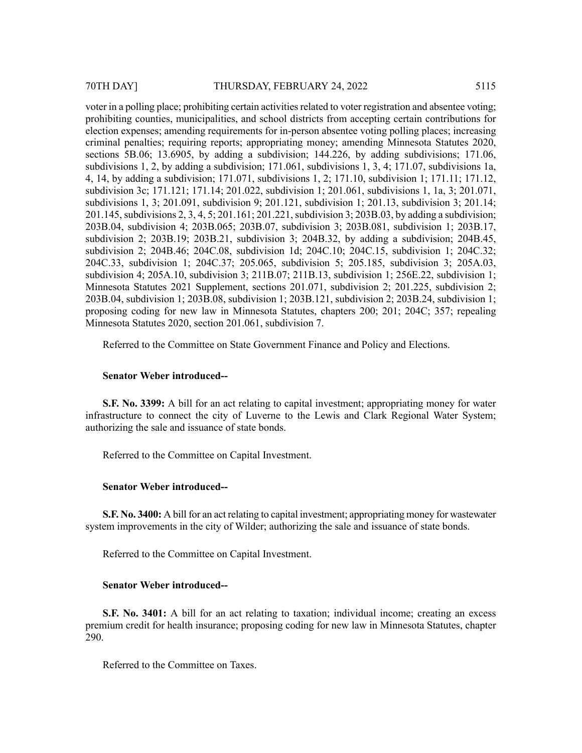voter in a polling place; prohibiting certain activities related to voter registration and absentee voting; prohibiting counties, municipalities, and school districts from accepting certain contributions for election expenses; amending requirements for in-person absentee voting polling places; increasing criminal penalties; requiring reports; appropriating money; amending Minnesota Statutes 2020, sections 5B.06; 13.6905, by adding a subdivision; 144.226, by adding subdivisions; 171.06, subdivisions 1, 2, by adding a subdivision; 171.061, subdivisions 1, 3, 4; 171.07, subdivisions 1a, 4, 14, by adding a subdivision; 171.071, subdivisions 1, 2; 171.10, subdivision 1; 171.11; 171.12, subdivision 3c; 171.121; 171.14; 201.022, subdivision 1; 201.061, subdivisions 1, 1a, 3; 201.071, subdivisions 1, 3; 201.091, subdivision 9; 201.121, subdivision 1; 201.13, subdivision 3; 201.14; 201.145, subdivisions 2, 3, 4, 5; 201.161; 201.221, subdivision 3; 203B.03, by adding a subdivision; 203B.04, subdivision 4; 203B.065; 203B.07, subdivision 3; 203B.081, subdivision 1; 203B.17, subdivision 2; 203B.19; 203B.21, subdivision 3; 204B.32, by adding a subdivision; 204B.45, subdivision 2; 204B.46; 204C.08, subdivision 1d; 204C.10; 204C.15, subdivision 1; 204C.32; 204C.33, subdivision 1; 204C.37; 205.065, subdivision 5; 205.185, subdivision 3; 205A.03, subdivision 4; 205A.10, subdivision 3; 211B.07; 211B.13, subdivision 1; 256E.22, subdivision 1; Minnesota Statutes 2021 Supplement, sections 201.071, subdivision 2; 201.225, subdivision 2; 203B.04, subdivision 1; 203B.08, subdivision 1; 203B.121, subdivision 2; 203B.24, subdivision 1; proposing coding for new law in Minnesota Statutes, chapters 200; 201; 204C; 357; repealing Minnesota Statutes 2020, section 201.061, subdivision 7.

Referred to the Committee on State Government Finance and Policy and Elections.

**Senator Weber introduced--**

**S.F. No. 3399:** A bill for an act relating to capital investment; appropriating money for water infrastructure to connect the city of Luverne to the Lewis and Clark Regional Water System; authorizing the sale and issuance of state bonds.

Referred to the Committee on Capital Investment.

**Senator Weber introduced--**

**S.F. No. 3400:** A bill for an act relating to capital investment; appropriating money for wastewater system improvements in the city of Wilder; authorizing the sale and issuance of state bonds.

Referred to the Committee on Capital Investment.

**Senator Weber introduced--**

**S.F. No. 3401:** A bill for an act relating to taxation; individual income; creating an excess premium credit for health insurance; proposing coding for new law in Minnesota Statutes, chapter 290.

Referred to the Committee on Taxes.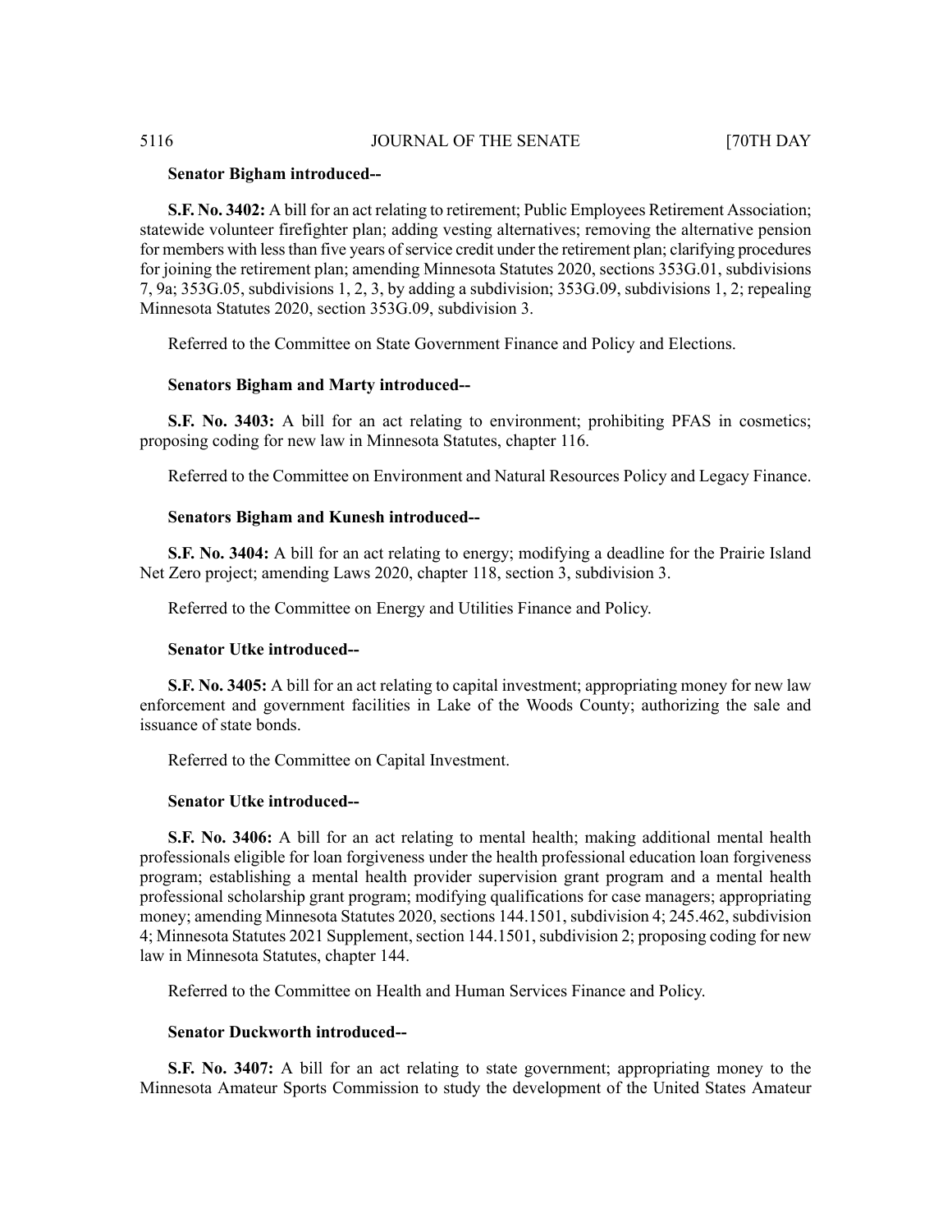**Senator Bigham introduced--**

**S.F. No. 3402:** A bill for an act relating to retirement; Public Employees Retirement Association; statewide volunteer firefighter plan; adding vesting alternatives; removing the alternative pension for members with less than five years of service credit under the retirement plan; clarifying procedures for joining the retirement plan; amending Minnesota Statutes 2020, sections 353G.01, subdivisions 7, 9a; 353G.05, subdivisions 1, 2, 3, by adding a subdivision; 353G.09, subdivisions 1, 2; repealing Minnesota Statutes 2020, section 353G.09, subdivision 3.

Referred to the Committee on State Government Finance and Policy and Elections.

**Senators Bigham and Marty introduced--**

**S.F. No. 3403:** A bill for an act relating to environment; prohibiting PFAS in cosmetics; proposing coding for new law in Minnesota Statutes, chapter 116.

Referred to the Committee on Environment and Natural Resources Policy and Legacy Finance.

**Senators Bigham and Kunesh introduced--**

**S.F. No. 3404:** A bill for an act relating to energy; modifying a deadline for the Prairie Island Net Zero project; amending Laws 2020, chapter 118, section 3, subdivision 3.

Referred to the Committee on Energy and Utilities Finance and Policy.

**Senator Utke introduced--**

**S.F. No. 3405:** A bill for an act relating to capital investment; appropriating money for new law enforcement and government facilities in Lake of the Woods County; authorizing the sale and issuance of state bonds.

Referred to the Committee on Capital Investment.

**Senator Utke introduced--**

**S.F. No. 3406:** A bill for an act relating to mental health; making additional mental health professionals eligible for loan forgiveness under the health professional education loan forgiveness program; establishing a mental health provider supervision grant program and a mental health professional scholarship grant program; modifying qualifications for case managers; appropriating money; amending Minnesota Statutes 2020, sections 144.1501, subdivision 4; 245.462, subdivision 4; Minnesota Statutes 2021 Supplement, section 144.1501, subdivision 2; proposing coding for new law in Minnesota Statutes, chapter 144.

Referred to the Committee on Health and Human Services Finance and Policy.

**Senator Duckworth introduced--**

**S.F. No. 3407:** A bill for an act relating to state government; appropriating money to the Minnesota Amateur Sports Commission to study the development of the United States Amateur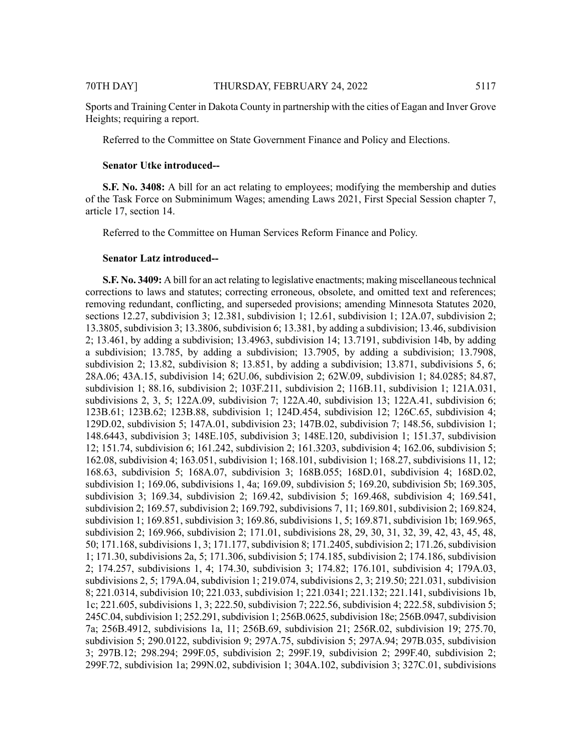Sports and Training Center in Dakota County in partnership with the cities of Eagan and Inver Grove Heights; requiring a report.

Referred to the Committee on State Government Finance and Policy and Elections.

**Senator Utke introduced--**

**S.F. No. 3408:** A bill for an act relating to employees; modifying the membership and duties of the Task Force on Subminimum Wages; amending Laws 2021, First Special Session chapter 7, article 17, section 14.

Referred to the Committee on Human Services Reform Finance and Policy.

**Senator Latz introduced--**

**S.F. No. 3409:** A bill for an act relating to legislative enactments; making miscellaneous technical corrections to laws and statutes; correcting erroneous, obsolete, and omitted text and references; removing redundant, conflicting, and superseded provisions; amending Minnesota Statutes 2020, sections 12.27, subdivision 3; 12.381, subdivision 1; 12.61, subdivision 1; 12A.07, subdivision 2; 13.3805, subdivision 3; 13.3806, subdivision 6; 13.381, by adding a subdivision; 13.46, subdivision 2; 13.461, by adding a subdivision; 13.4963, subdivision 14; 13.7191, subdivision 14b, by adding a subdivision; 13.785, by adding a subdivision; 13.7905, by adding a subdivision; 13.7908, subdivision 2; 13.82, subdivision 8; 13.851, by adding a subdivision; 13.871, subdivisions 5, 6; 28A.06; 43A.15, subdivision 14; 62U.06, subdivision 2; 62W.09, subdivision 1; 84.0285; 84.87, subdivision 1; 88.16, subdivision 2; 103F.211, subdivision 2; 116B.11, subdivision 1; 121A.031, subdivisions 2, 3, 5; 122A.09, subdivision 7; 122A.40, subdivision 13; 122A.41, subdivision 6; 123B.61; 123B.62; 123B.88, subdivision 1; 124D.454, subdivision 12; 126C.65, subdivision 4; 129D.02, subdivision 5; 147A.01, subdivision 23; 147B.02, subdivision 7; 148.56, subdivision 1; 148.6443, subdivision 3; 148E.105, subdivision 3; 148E.120, subdivision 1; 151.37, subdivision 12; 151.74, subdivision 6; 161.242, subdivision 2; 161.3203, subdivision 4; 162.06, subdivision 5; 162.08, subdivision 4; 163.051, subdivision 1; 168.101, subdivision 1; 168.27, subdivisions 11, 12; 168.63, subdivision 5; 168A.07, subdivision 3; 168B.055; 168D.01, subdivision 4; 168D.02, subdivision 1; 169.06, subdivisions 1, 4a; 169.09, subdivision 5; 169.20, subdivision 5b; 169.305, subdivision 3; 169.34, subdivision 2; 169.42, subdivision 5; 169.468, subdivision 4; 169.541, subdivision 2; 169.57, subdivision 2; 169.792, subdivisions 7, 11; 169.801, subdivision 2; 169.824, subdivision 1; 169.851, subdivision 3; 169.86, subdivisions 1, 5; 169.871, subdivision 1b; 169.965, subdivision 2; 169.966, subdivision 2; 171.01, subdivisions 28, 29, 30, 31, 32, 39, 42, 43, 45, 48, 50; 171.168, subdivisions 1, 3; 171.177, subdivision 8; 171.2405, subdivision 2; 171.26, subdivision 1; 171.30, subdivisions 2a, 5; 171.306, subdivision 5; 174.185, subdivision 2; 174.186, subdivision 2; 174.257, subdivisions 1, 4; 174.30, subdivision 3; 174.82; 176.101, subdivision 4; 179A.03, subdivisions 2, 5; 179A.04, subdivision 1; 219.074, subdivisions 2, 3; 219.50; 221.031, subdivision 8; 221.0314, subdivision 10; 221.033, subdivision 1; 221.0341; 221.132; 221.141, subdivisions 1b, 1c; 221.605, subdivisions 1, 3; 222.50, subdivision 7; 222.56, subdivision 4; 222.58, subdivision 5; 245C.04, subdivision 1; 252.291, subdivision 1; 256B.0625, subdivision 18e; 256B.0947, subdivision 7a; 256B.4912, subdivisions 1a, 11; 256B.69, subdivision 21; 256R.02, subdivision 19; 275.70, subdivision 5; 290.0122, subdivision 9; 297A.75, subdivision 5; 297A.94; 297B.035, subdivision 3; 297B.12; 298.294; 299F.05, subdivision 2; 299F.19, subdivision 2; 299F.40, subdivision 2; 299F.72, subdivision 1a; 299N.02, subdivision 1; 304A.102, subdivision 3; 327C.01, subdivisions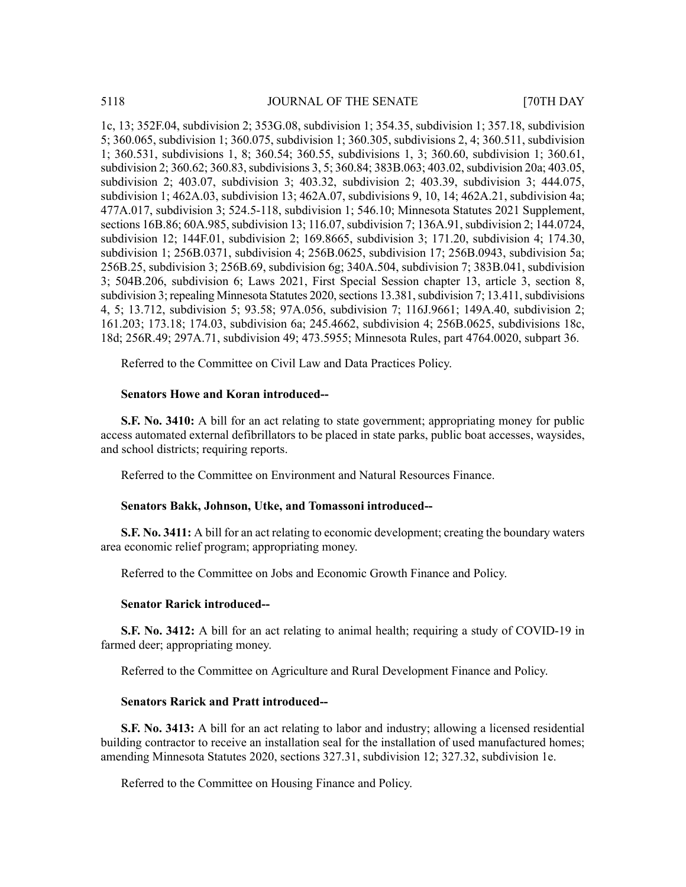1c, 13; 352F.04, subdivision 2; 353G.08, subdivision 1; 354.35, subdivision 1; 357.18, subdivision 5; 360.065, subdivision 1; 360.075, subdivision 1; 360.305, subdivisions 2, 4; 360.511, subdivision 1; 360.531, subdivisions 1, 8; 360.54; 360.55, subdivisions 1, 3; 360.60, subdivision 1; 360.61, subdivision 2; 360.62; 360.83, subdivisions 3, 5; 360.84; 383B.063; 403.02, subdivision 20a; 403.05, subdivision 2; 403.07, subdivision 3; 403.32, subdivision 2; 403.39, subdivision 3; 444.075, subdivision 1; 462A.03, subdivision 13; 462A.07, subdivisions 9, 10, 14; 462A.21, subdivision 4a; 477A.017, subdivision 3; 524.5-118, subdivision 1; 546.10; Minnesota Statutes 2021 Supplement, sections 16B.86; 60A.985, subdivision 13; 116.07, subdivision 7; 136A.91, subdivision 2; 144.0724, subdivision 12; 144F.01, subdivision 2; 169.8665, subdivision 3; 171.20, subdivision 4; 174.30, subdivision 1; 256B.0371, subdivision 4; 256B.0625, subdivision 17; 256B.0943, subdivision 5a; 256B.25, subdivision 3; 256B.69, subdivision 6g; 340A.504, subdivision 7; 383B.041, subdivision 3; 504B.206, subdivision 6; Laws 2021, First Special Session chapter 13, article 3, section 8, subdivision 3; repealing Minnesota Statutes 2020, sections 13.381, subdivision 7; 13.411, subdivisions 4, 5; 13.712, subdivision 5; 93.58; 97A.056, subdivision 7; 116J.9661; 149A.40, subdivision 2; 161.203; 173.18; 174.03, subdivision 6a; 245.4662, subdivision 4; 256B.0625, subdivisions 18c, 18d; 256R.49; 297A.71, subdivision 49; 473.5955; Minnesota Rules, part 4764.0020, subpart 36.

Referred to the Committee on Civil Law and Data Practices Policy.

**Senators Howe and Koran introduced--**

**S.F. No. 3410:** A bill for an act relating to state government; appropriating money for public access automated external defibrillators to be placed in state parks, public boat accesses, waysides, and school districts; requiring reports.

Referred to the Committee on Environment and Natural Resources Finance.

**Senators Bakk, Johnson, Utke, and Tomassoni introduced--**

**S.F. No. 3411:** A bill for an act relating to economic development; creating the boundary waters area economic relief program; appropriating money.

Referred to the Committee on Jobs and Economic Growth Finance and Policy.

**Senator Rarick introduced--**

**S.F. No. 3412:** A bill for an act relating to animal health; requiring a study of COVID-19 in farmed deer; appropriating money.

Referred to the Committee on Agriculture and Rural Development Finance and Policy.

**Senators Rarick and Pratt introduced--**

**S.F. No. 3413:** A bill for an act relating to labor and industry; allowing a licensed residential building contractor to receive an installation seal for the installation of used manufactured homes; amending Minnesota Statutes 2020, sections 327.31, subdivision 12; 327.32, subdivision 1e.

Referred to the Committee on Housing Finance and Policy.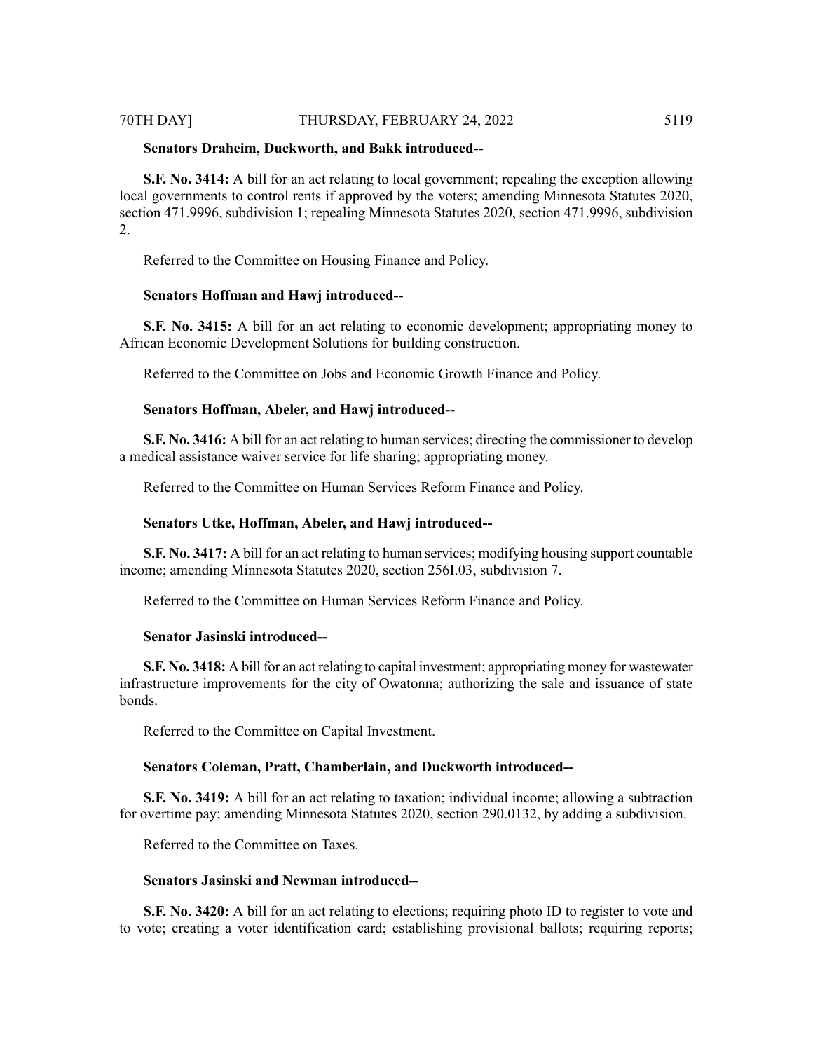**Senators Draheim, Duckworth, and Bakk introduced--**

**S.F. No. 3414:** A bill for an act relating to local government; repealing the exception allowing local governments to control rents if approved by the voters; amending Minnesota Statutes 2020, section 471.9996, subdivision 1; repealing Minnesota Statutes 2020, section 471.9996, subdivision 2.

Referred to the Committee on Housing Finance and Policy.

**Senators Hoffman and Hawj introduced--**

**S.F. No. 3415:** A bill for an act relating to economic development; appropriating money to African Economic Development Solutions for building construction.

Referred to the Committee on Jobs and Economic Growth Finance and Policy.

**Senators Hoffman, Abeler, and Hawj introduced--**

**S.F. No. 3416:** A bill for an act relating to human services; directing the commissioner to develop a medical assistance waiver service for life sharing; appropriating money.

Referred to the Committee on Human Services Reform Finance and Policy.

**Senators Utke, Hoffman, Abeler, and Hawj introduced--**

**S.F. No. 3417:** A bill for an act relating to human services; modifying housing support countable income; amending Minnesota Statutes 2020, section 256I.03, subdivision 7.

Referred to the Committee on Human Services Reform Finance and Policy.

**Senator Jasinski introduced--**

**S.F. No. 3418:** A bill for an act relating to capital investment; appropriating money for wastewater infrastructure improvements for the city of Owatonna; authorizing the sale and issuance of state bonds.

Referred to the Committee on Capital Investment.

**Senators Coleman, Pratt, Chamberlain, and Duckworth introduced--**

**S.F. No. 3419:** A bill for an act relating to taxation; individual income; allowing a subtraction for overtime pay; amending Minnesota Statutes 2020, section 290.0132, by adding a subdivision.

Referred to the Committee on Taxes.

**Senators Jasinski and Newman introduced--**

**S.F. No. 3420:** A bill for an act relating to elections; requiring photo ID to register to vote and to vote; creating a voter identification card; establishing provisional ballots; requiring reports;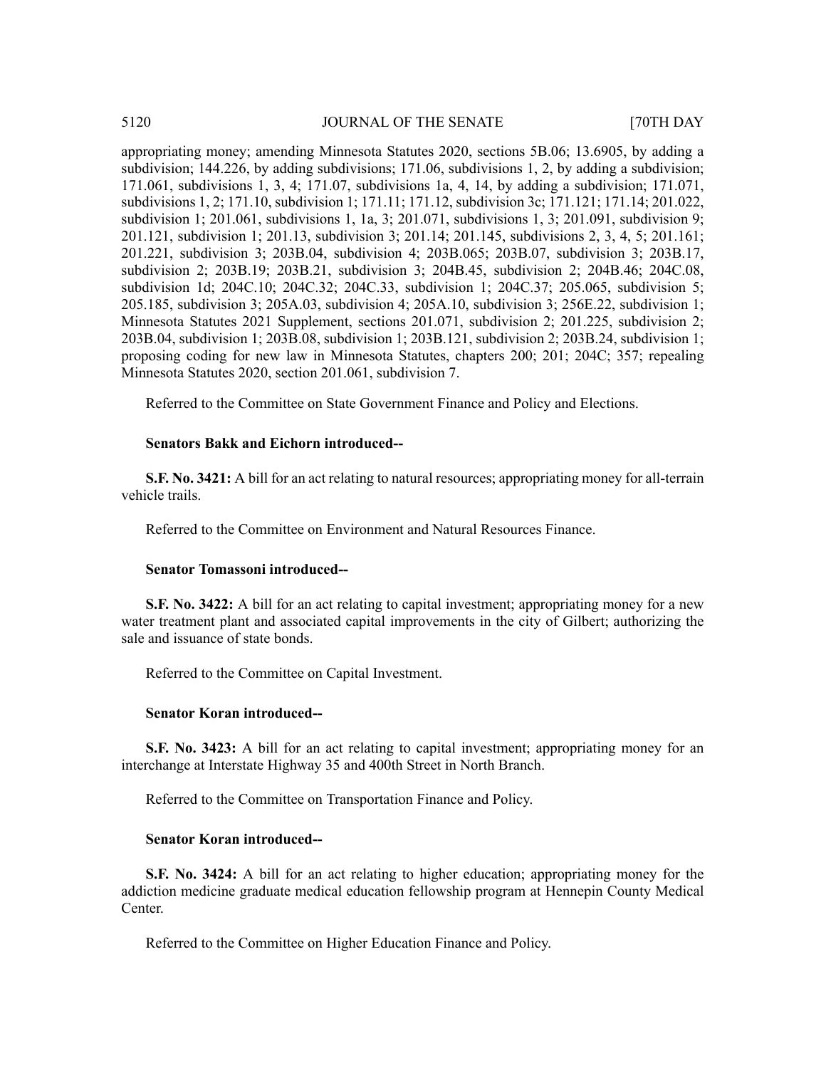appropriating money; amending Minnesota Statutes 2020, sections 5B.06; 13.6905, by adding a subdivision; 144.226, by adding subdivisions; 171.06, subdivisions 1, 2, by adding a subdivision; 171.061, subdivisions 1, 3, 4; 171.07, subdivisions 1a, 4, 14, by adding a subdivision; 171.071, subdivisions 1, 2; 171.10, subdivision 1; 171.11; 171.12, subdivision 3c; 171.121; 171.14; 201.022, subdivision 1; 201.061, subdivisions 1, 1a, 3; 201.071, subdivisions 1, 3; 201.091, subdivision 9; 201.121, subdivision 1; 201.13, subdivision 3; 201.14; 201.145, subdivisions 2, 3, 4, 5; 201.161; 201.221, subdivision 3; 203B.04, subdivision 4; 203B.065; 203B.07, subdivision 3; 203B.17, subdivision 2; 203B.19; 203B.21, subdivision 3; 204B.45, subdivision 2; 204B.46; 204C.08, subdivision 1d; 204C.10; 204C.32; 204C.33, subdivision 1; 204C.37; 205.065, subdivision 5; 205.185, subdivision 3; 205A.03, subdivision 4; 205A.10, subdivision 3; 256E.22, subdivision 1; Minnesota Statutes 2021 Supplement, sections 201.071, subdivision 2; 201.225, subdivision 2; 203B.04, subdivision 1; 203B.08, subdivision 1; 203B.121, subdivision 2; 203B.24, subdivision 1; proposing coding for new law in Minnesota Statutes, chapters 200; 201; 204C; 357; repealing Minnesota Statutes 2020, section 201.061, subdivision 7.

Referred to the Committee on State Government Finance and Policy and Elections.

**Senators Bakk and Eichorn introduced--**

**S.F. No. 3421:** A bill for an act relating to natural resources; appropriating money for all-terrain vehicle trails.

Referred to the Committee on Environment and Natural Resources Finance.

**Senator Tomassoni introduced--**

**S.F. No. 3422:** A bill for an act relating to capital investment; appropriating money for a new water treatment plant and associated capital improvements in the city of Gilbert; authorizing the sale and issuance of state bonds.

Referred to the Committee on Capital Investment.

**Senator Koran introduced--**

**S.F. No. 3423:** A bill for an act relating to capital investment; appropriating money for an interchange at Interstate Highway 35 and 400th Street in North Branch.

Referred to the Committee on Transportation Finance and Policy.

**Senator Koran introduced--**

**S.F. No. 3424:** A bill for an act relating to higher education; appropriating money for the addiction medicine graduate medical education fellowship program at Hennepin County Medical Center.

Referred to the Committee on Higher Education Finance and Policy.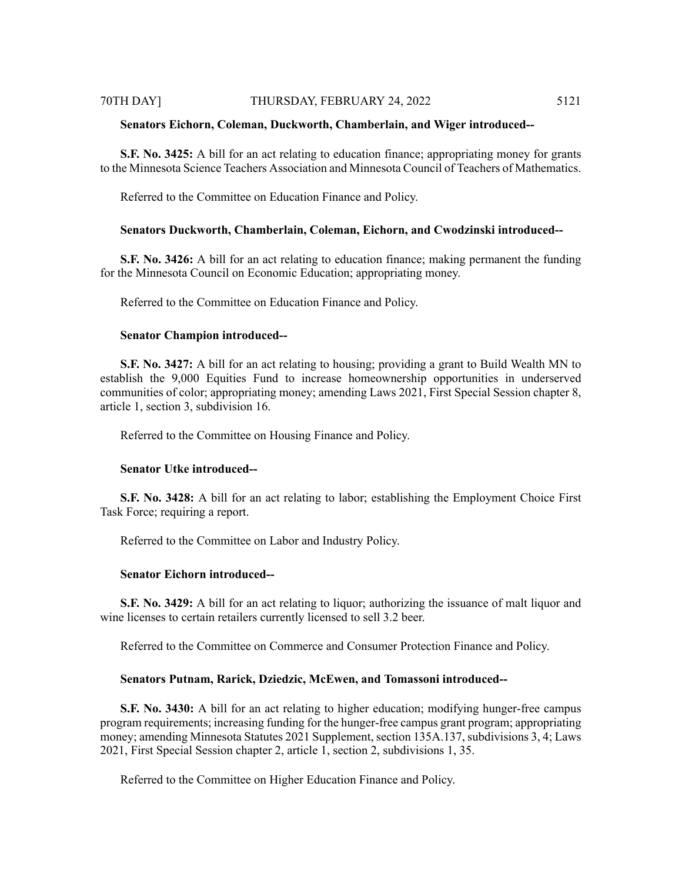**Senators Eichorn, Coleman, Duckworth, Chamberlain, and Wiger introduced--**

**S.F. No. 3425:** A bill for an act relating to education finance; appropriating money for grants to the Minnesota Science Teachers Association and Minnesota Council of Teachers of Mathematics.

Referred to the Committee on Education Finance and Policy.

**Senators Duckworth, Chamberlain, Coleman, Eichorn, and Cwodzinski introduced--**

**S.F. No. 3426:** A bill for an act relating to education finance; making permanent the funding for the Minnesota Council on Economic Education; appropriating money.

Referred to the Committee on Education Finance and Policy.

**Senator Champion introduced--**

**S.F. No. 3427:** A bill for an act relating to housing; providing a grant to Build Wealth MN to establish the 9,000 Equities Fund to increase homeownership opportunities in underserved communities of color; appropriating money; amending Laws 2021, First Special Session chapter 8, article 1, section 3, subdivision 16.

Referred to the Committee on Housing Finance and Policy.

**Senator Utke introduced--**

**S.F. No. 3428:** A bill for an act relating to labor; establishing the Employment Choice First Task Force; requiring a report.

Referred to the Committee on Labor and Industry Policy.

**Senator Eichorn introduced--**

**S.F. No. 3429:** A bill for an act relating to liquor; authorizing the issuance of malt liquor and wine licenses to certain retailers currently licensed to sell 3.2 beer.

Referred to the Committee on Commerce and Consumer Protection Finance and Policy.

**Senators Putnam, Rarick, Dziedzic, McEwen, and Tomassoni introduced--**

**S.F. No. 3430:** A bill for an act relating to higher education; modifying hunger-free campus program requirements; increasing funding for the hunger-free campus grant program; appropriating money; amending Minnesota Statutes 2021 Supplement, section 135A.137, subdivisions 3, 4; Laws 2021, First Special Session chapter 2, article 1, section 2, subdivisions 1, 35.

Referred to the Committee on Higher Education Finance and Policy.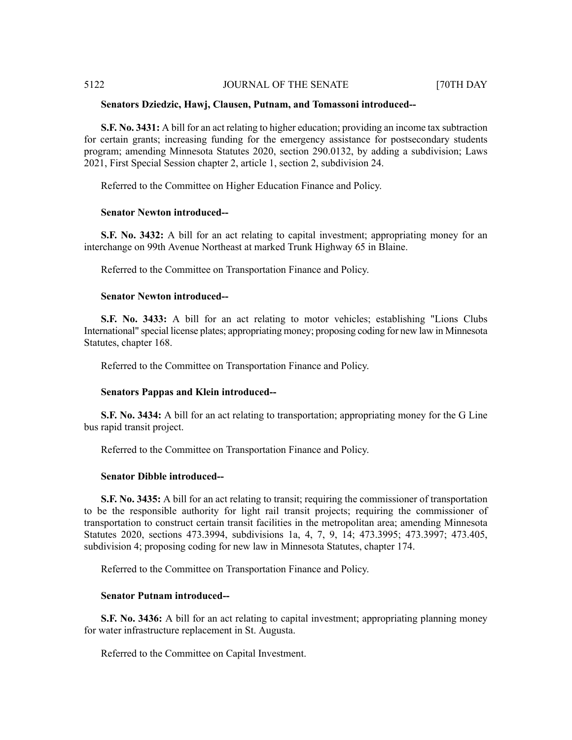**Senators Dziedzic, Hawj, Clausen, Putnam, and Tomassoni introduced--**

**S.F. No. 3431:** A bill for an act relating to higher education; providing an income tax subtraction for certain grants; increasing funding for the emergency assistance for postsecondary students program; amending Minnesota Statutes 2020, section 290.0132, by adding a subdivision; Laws 2021, First Special Session chapter 2, article 1, section 2, subdivision 24.

Referred to the Committee on Higher Education Finance and Policy.

**Senator Newton introduced--**

**S.F. No. 3432:** A bill for an act relating to capital investment; appropriating money for an interchange on 99th Avenue Northeast at marked Trunk Highway 65 in Blaine.

Referred to the Committee on Transportation Finance and Policy.

**Senator Newton introduced--**

**S.F. No. 3433:** A bill for an act relating to motor vehicles; establishing "Lions Clubs International" special license plates; appropriating money; proposing coding for new law in Minnesota Statutes, chapter 168.

Referred to the Committee on Transportation Finance and Policy.

**Senators Pappas and Klein introduced--**

**S.F. No. 3434:** A bill for an act relating to transportation; appropriating money for the G Line bus rapid transit project.

Referred to the Committee on Transportation Finance and Policy.

**Senator Dibble introduced--**

**S.F. No. 3435:** A bill for an act relating to transit; requiring the commissioner of transportation to be the responsible authority for light rail transit projects; requiring the commissioner of transportation to construct certain transit facilities in the metropolitan area; amending Minnesota Statutes 2020, sections 473.3994, subdivisions 1a, 4, 7, 9, 14; 473.3995; 473.3997; 473.405, subdivision 4; proposing coding for new law in Minnesota Statutes, chapter 174.

Referred to the Committee on Transportation Finance and Policy.

**Senator Putnam introduced--**

**S.F. No. 3436:** A bill for an act relating to capital investment; appropriating planning money for water infrastructure replacement in St. Augusta.

Referred to the Committee on Capital Investment.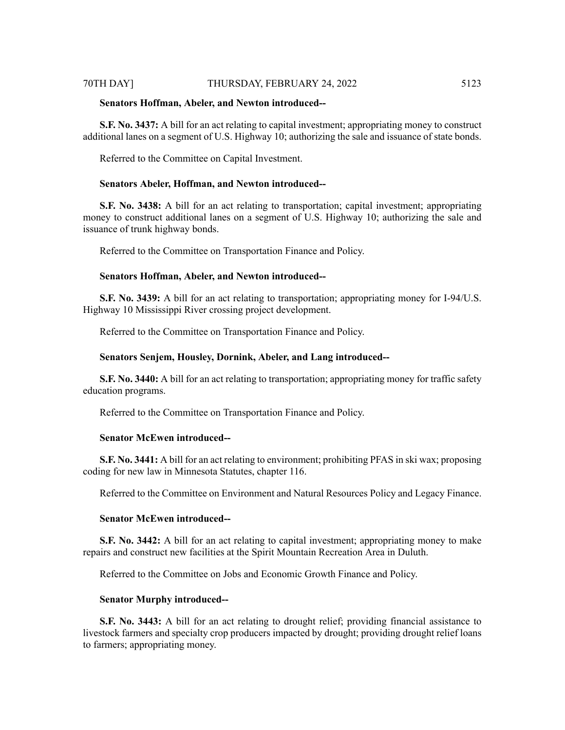**Senators Hoffman, Abeler, and Newton introduced--**

**S.F. No. 3437:** A bill for an act relating to capital investment; appropriating money to construct additional lanes on a segment of U.S. Highway 10; authorizing the sale and issuance of state bonds.

Referred to the Committee on Capital Investment.

**Senators Abeler, Hoffman, and Newton introduced--**

**S.F. No. 3438:** A bill for an act relating to transportation; capital investment; appropriating money to construct additional lanes on a segment of U.S. Highway 10; authorizing the sale and issuance of trunk highway bonds.

Referred to the Committee on Transportation Finance and Policy.

**Senators Hoffman, Abeler, and Newton introduced--**

**S.F. No. 3439:** A bill for an act relating to transportation; appropriating money for I-94/U.S. Highway 10 Mississippi River crossing project development.

Referred to the Committee on Transportation Finance and Policy.

**Senators Senjem, Housley, Dornink, Abeler, and Lang introduced--**

**S.F. No. 3440:** A bill for an act relating to transportation; appropriating money for traffic safety education programs.

Referred to the Committee on Transportation Finance and Policy.

**Senator McEwen introduced--**

**S.F. No. 3441:** A bill for an act relating to environment; prohibiting PFAS in ski wax; proposing coding for new law in Minnesota Statutes, chapter 116.

Referred to the Committee on Environment and Natural Resources Policy and Legacy Finance.

**Senator McEwen introduced--**

**S.F. No. 3442:** A bill for an act relating to capital investment; appropriating money to make repairs and construct new facilities at the Spirit Mountain Recreation Area in Duluth.

Referred to the Committee on Jobs and Economic Growth Finance and Policy.

**Senator Murphy introduced--**

**S.F. No. 3443:** A bill for an act relating to drought relief; providing financial assistance to livestock farmers and specialty crop producers impacted by drought; providing drought relief loans to farmers; appropriating money.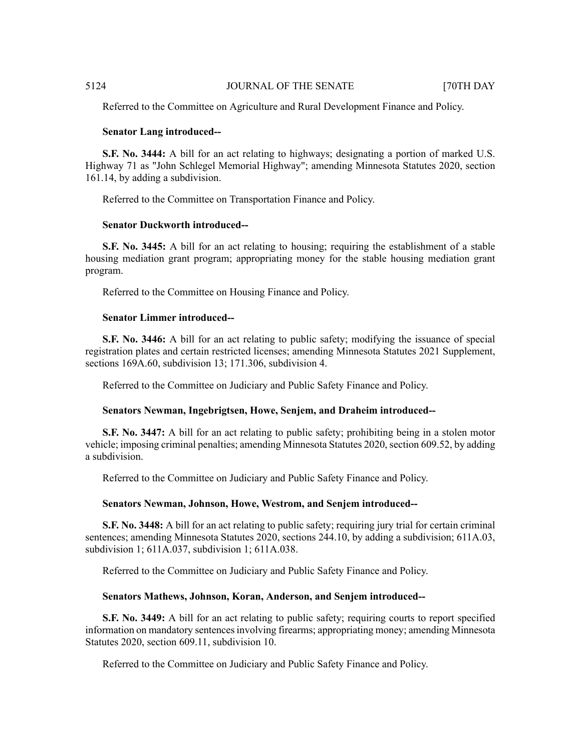Referred to the Committee on Agriculture and Rural Development Finance and Policy.

**Senator Lang introduced--**

**S.F. No. 3444:** A bill for an act relating to highways; designating a portion of marked U.S. Highway 71 as "John Schlegel Memorial Highway"; amending Minnesota Statutes 2020, section 161.14, by adding a subdivision.

Referred to the Committee on Transportation Finance and Policy.

**Senator Duckworth introduced--**

**S.F. No. 3445:** A bill for an act relating to housing; requiring the establishment of a stable housing mediation grant program; appropriating money for the stable housing mediation grant program.

Referred to the Committee on Housing Finance and Policy.

**Senator Limmer introduced--**

**S.F. No. 3446:** A bill for an act relating to public safety; modifying the issuance of special registration plates and certain restricted licenses; amending Minnesota Statutes 2021 Supplement, sections 169A.60, subdivision 13; 171.306, subdivision 4.

Referred to the Committee on Judiciary and Public Safety Finance and Policy.

**Senators Newman, Ingebrigtsen, Howe, Senjem, and Draheim introduced--**

**S.F. No. 3447:** A bill for an act relating to public safety; prohibiting being in a stolen motor vehicle; imposing criminal penalties; amending Minnesota Statutes 2020, section 609.52, by adding a subdivision.

Referred to the Committee on Judiciary and Public Safety Finance and Policy.

**Senators Newman, Johnson, Howe, Westrom, and Senjem introduced--**

**S.F. No. 3448:** A bill for an act relating to public safety; requiring jury trial for certain criminal sentences; amending Minnesota Statutes 2020, sections 244.10, by adding a subdivision; 611A.03, subdivision 1; 611A.037, subdivision 1; 611A.038.

Referred to the Committee on Judiciary and Public Safety Finance and Policy.

**Senators Mathews, Johnson, Koran, Anderson, and Senjem introduced--**

**S.F. No. 3449:** A bill for an act relating to public safety; requiring courts to report specified information on mandatory sentences involving firearms; appropriating money; amending Minnesota Statutes 2020, section 609.11, subdivision 10.

Referred to the Committee on Judiciary and Public Safety Finance and Policy.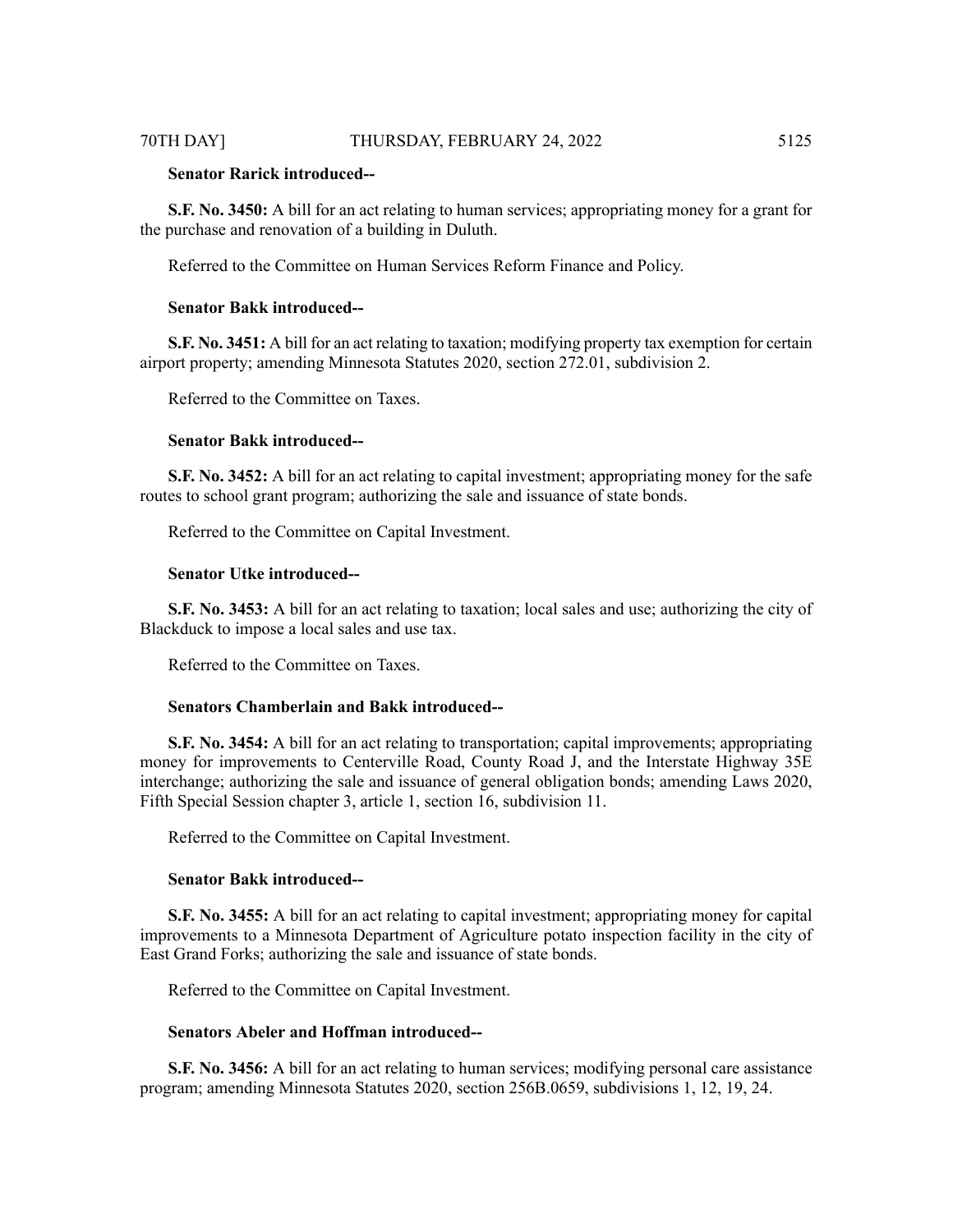**Senator Rarick introduced--**

**S.F. No. 3450:** A bill for an act relating to human services; appropriating money for a grant for the purchase and renovation of a building in Duluth.

Referred to the Committee on Human Services Reform Finance and Policy.

**Senator Bakk introduced--**

**S.F. No. 3451:** A bill for an act relating to taxation; modifying property tax exemption for certain airport property; amending Minnesota Statutes 2020, section 272.01, subdivision 2.

Referred to the Committee on Taxes.

**Senator Bakk introduced--**

**S.F. No. 3452:** A bill for an act relating to capital investment; appropriating money for the safe routes to school grant program; authorizing the sale and issuance of state bonds.

Referred to the Committee on Capital Investment.

**Senator Utke introduced--**

**S.F. No. 3453:** A bill for an act relating to taxation; local sales and use; authorizing the city of Blackduck to impose a local sales and use tax.

Referred to the Committee on Taxes.

**Senators Chamberlain and Bakk introduced--**

**S.F. No. 3454:** A bill for an act relating to transportation; capital improvements; appropriating money for improvements to Centerville Road, County Road J, and the Interstate Highway 35E interchange; authorizing the sale and issuance of general obligation bonds; amending Laws 2020, Fifth Special Session chapter 3, article 1, section 16, subdivision 11.

Referred to the Committee on Capital Investment.

**Senator Bakk introduced--**

**S.F. No. 3455:** A bill for an act relating to capital investment; appropriating money for capital improvements to a Minnesota Department of Agriculture potato inspection facility in the city of East Grand Forks; authorizing the sale and issuance of state bonds.

Referred to the Committee on Capital Investment.

**Senators Abeler and Hoffman introduced--**

**S.F. No. 3456:** A bill for an act relating to human services; modifying personal care assistance program; amending Minnesota Statutes 2020, section 256B.0659, subdivisions 1, 12, 19, 24.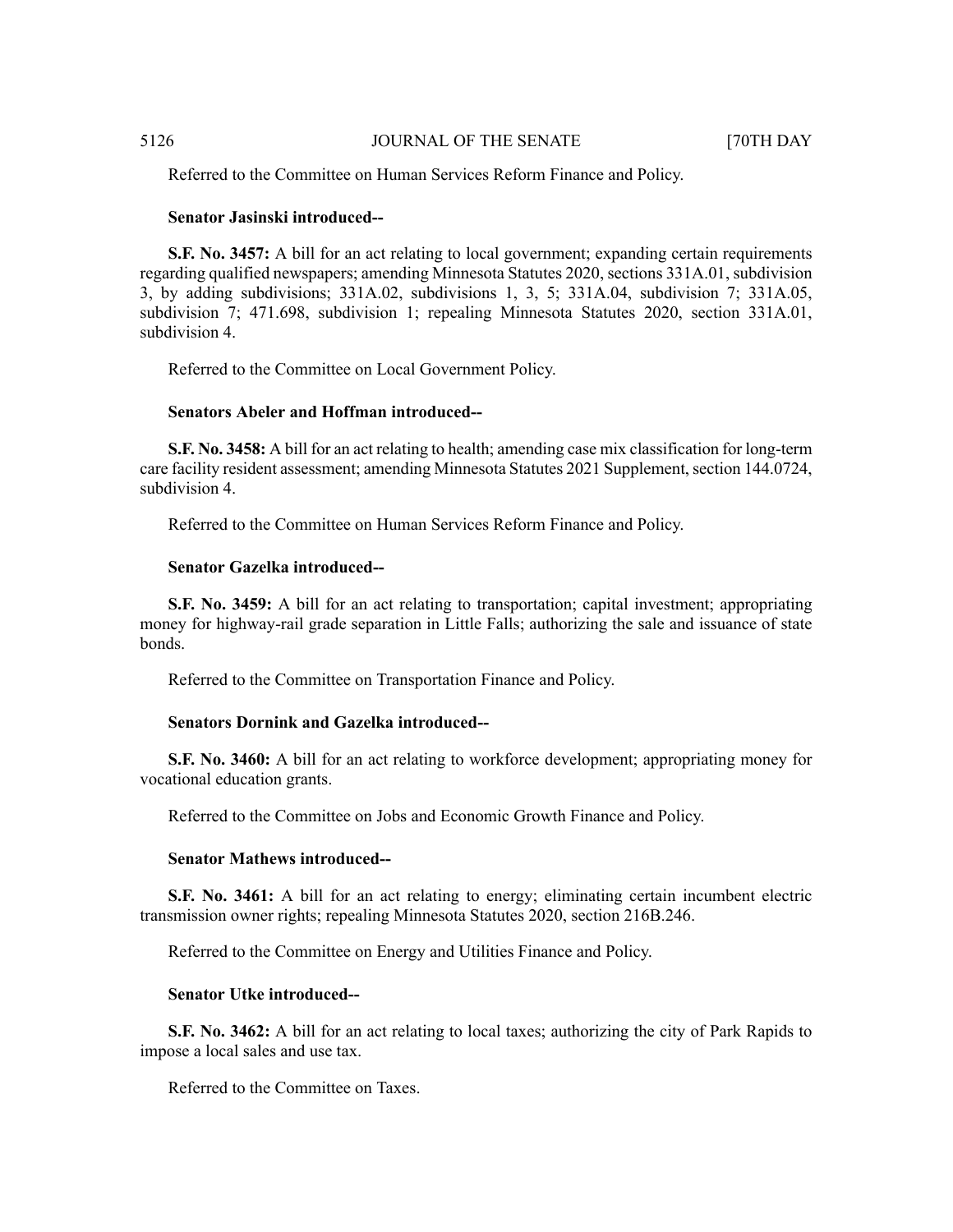Referred to the Committee on Human Services Reform Finance and Policy.

**Senator Jasinski introduced--**

**S.F. No. 3457:** A bill for an act relating to local government; expanding certain requirements regarding qualified newspapers; amending Minnesota Statutes 2020, sections 331A.01, subdivision 3, by adding subdivisions; 331A.02, subdivisions 1, 3, 5; 331A.04, subdivision 7; 331A.05, subdivision 7; 471.698, subdivision 1; repealing Minnesota Statutes 2020, section 331A.01, subdivision 4.

Referred to the Committee on Local Government Policy.

**Senators Abeler and Hoffman introduced--**

**S.F. No. 3458:** A bill for an act relating to health; amending case mix classification for long-term care facility resident assessment; amending Minnesota Statutes 2021 Supplement, section 144.0724, subdivision 4.

Referred to the Committee on Human Services Reform Finance and Policy.

**Senator Gazelka introduced--**

**S.F. No. 3459:** A bill for an act relating to transportation; capital investment; appropriating money for highway-rail grade separation in Little Falls; authorizing the sale and issuance of state bonds.

Referred to the Committee on Transportation Finance and Policy.

**Senators Dornink and Gazelka introduced--**

**S.F. No. 3460:** A bill for an act relating to workforce development; appropriating money for vocational education grants.

Referred to the Committee on Jobs and Economic Growth Finance and Policy.

**Senator Mathews introduced--**

**S.F. No. 3461:** A bill for an act relating to energy; eliminating certain incumbent electric transmission owner rights; repealing Minnesota Statutes 2020, section 216B.246.

Referred to the Committee on Energy and Utilities Finance and Policy.

**Senator Utke introduced--**

**S.F. No. 3462:** A bill for an act relating to local taxes; authorizing the city of Park Rapids to impose a local sales and use tax.

Referred to the Committee on Taxes.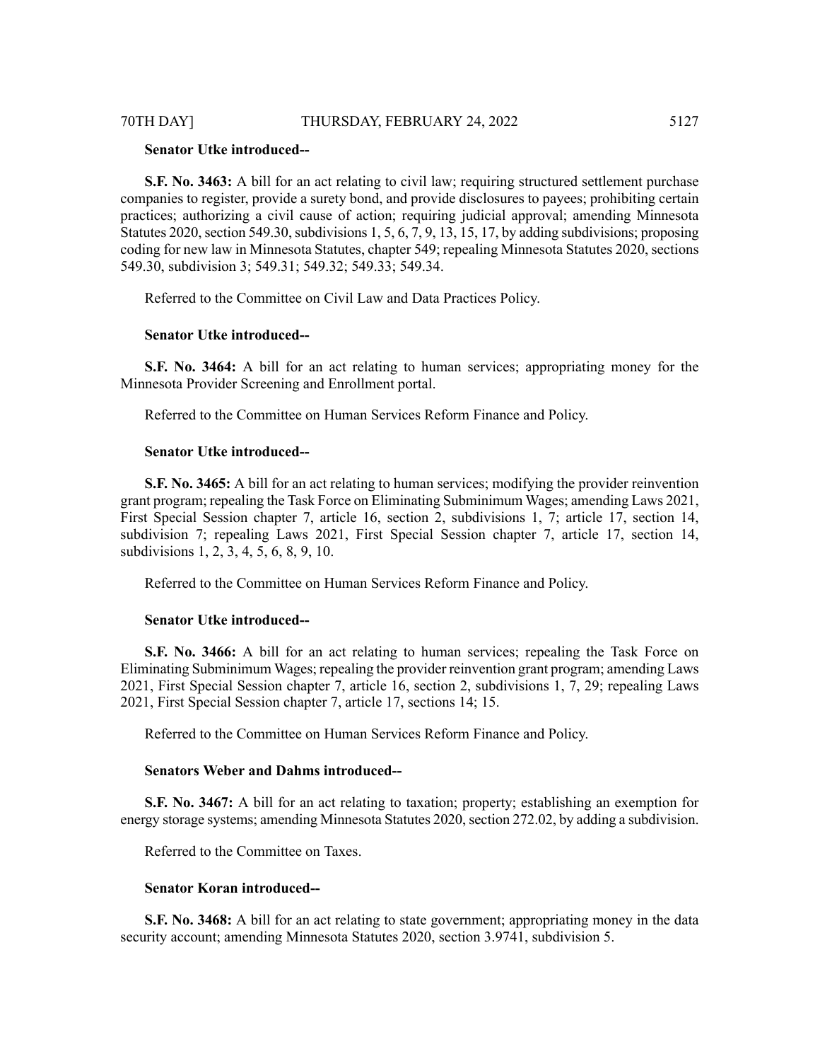**Senator Utke introduced--**

**S.F. No. 3463:** A bill for an act relating to civil law; requiring structured settlement purchase companies to register, provide a surety bond, and provide disclosures to payees; prohibiting certain practices; authorizing a civil cause of action; requiring judicial approval; amending Minnesota Statutes 2020, section 549.30, subdivisions 1, 5, 6, 7, 9, 13, 15, 17, by adding subdivisions; proposing coding for new law in Minnesota Statutes, chapter 549; repealing Minnesota Statutes 2020, sections 549.30, subdivision 3; 549.31; 549.32; 549.33; 549.34.

Referred to the Committee on Civil Law and Data Practices Policy.

**Senator Utke introduced--**

**S.F. No. 3464:** A bill for an act relating to human services; appropriating money for the Minnesota Provider Screening and Enrollment portal.

Referred to the Committee on Human Services Reform Finance and Policy.

**Senator Utke introduced--**

**S.F. No. 3465:** A bill for an act relating to human services; modifying the provider reinvention grant program; repealing the Task Force on Eliminating Subminimum Wages; amending Laws 2021, First Special Session chapter 7, article 16, section 2, subdivisions 1, 7; article 17, section 14, subdivision 7; repealing Laws 2021, First Special Session chapter 7, article 17, section 14, subdivisions 1, 2, 3, 4, 5, 6, 8, 9, 10.

Referred to the Committee on Human Services Reform Finance and Policy.

**Senator Utke introduced--**

**S.F. No. 3466:** A bill for an act relating to human services; repealing the Task Force on Eliminating Subminimum Wages; repealing the provider reinvention grant program; amending Laws 2021, First Special Session chapter 7, article 16, section 2, subdivisions 1, 7, 29; repealing Laws 2021, First Special Session chapter 7, article 17, sections 14; 15.

Referred to the Committee on Human Services Reform Finance and Policy.

**Senators Weber and Dahms introduced--**

**S.F. No. 3467:** A bill for an act relating to taxation; property; establishing an exemption for energy storage systems; amending Minnesota Statutes 2020, section 272.02, by adding a subdivision.

Referred to the Committee on Taxes.

**Senator Koran introduced--**

**S.F. No. 3468:** A bill for an act relating to state government; appropriating money in the data security account; amending Minnesota Statutes 2020, section 3.9741, subdivision 5.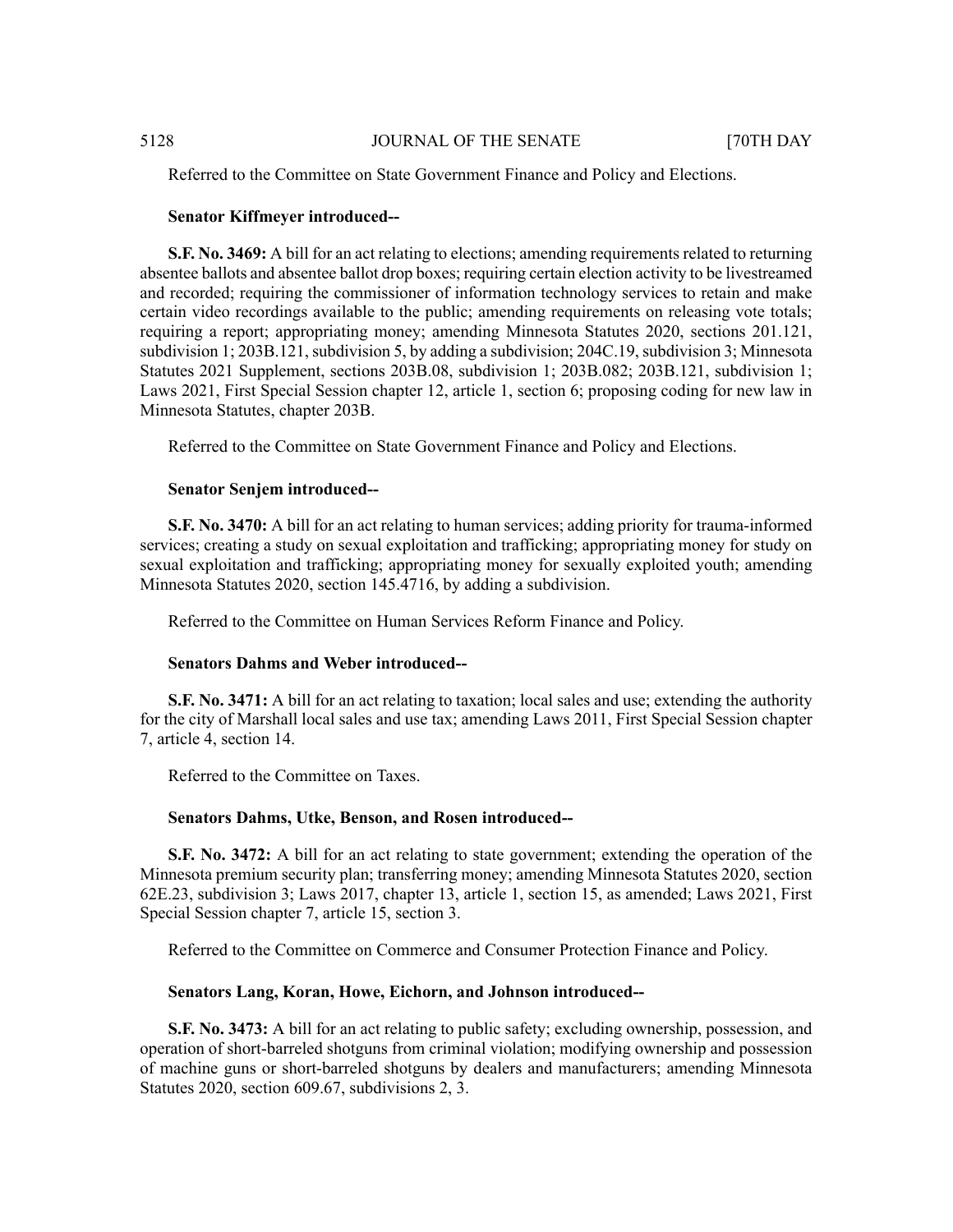Referred to the Committee on State Government Finance and Policy and Elections.

**Senator Kiffmeyer introduced--**

**S.F. No. 3469:** A bill for an act relating to elections; amending requirements related to returning absentee ballots and absentee ballot drop boxes; requiring certain election activity to be livestreamed and recorded; requiring the commissioner of information technology services to retain and make certain video recordings available to the public; amending requirements on releasing vote totals; requiring a report; appropriating money; amending Minnesota Statutes 2020, sections 201.121, subdivision 1; 203B.121, subdivision 5, by adding a subdivision; 204C.19, subdivision 3; Minnesota Statutes 2021 Supplement, sections 203B.08, subdivision 1; 203B.082; 203B.121, subdivision 1; Laws 2021, First Special Session chapter 12, article 1, section 6; proposing coding for new law in Minnesota Statutes, chapter 203B.

Referred to the Committee on State Government Finance and Policy and Elections.

**Senator Senjem introduced--**

**S.F. No. 3470:** A bill for an act relating to human services; adding priority for trauma-informed services; creating a study on sexual exploitation and trafficking; appropriating money for study on sexual exploitation and trafficking; appropriating money for sexually exploited youth; amending Minnesota Statutes 2020, section 145.4716, by adding a subdivision.

Referred to the Committee on Human Services Reform Finance and Policy.

**Senators Dahms and Weber introduced--**

**S.F. No. 3471:** A bill for an act relating to taxation; local sales and use; extending the authority for the city of Marshall local sales and use tax; amending Laws 2011, First Special Session chapter 7, article 4, section 14.

Referred to the Committee on Taxes.

**Senators Dahms, Utke, Benson, and Rosen introduced--**

**S.F. No. 3472:** A bill for an act relating to state government; extending the operation of the Minnesota premium security plan; transferring money; amending Minnesota Statutes 2020, section 62E.23, subdivision 3; Laws 2017, chapter 13, article 1, section 15, as amended; Laws 2021, First Special Session chapter 7, article 15, section 3.

Referred to the Committee on Commerce and Consumer Protection Finance and Policy.

**Senators Lang, Koran, Howe, Eichorn, and Johnson introduced--**

**S.F. No. 3473:** A bill for an act relating to public safety; excluding ownership, possession, and operation of short-barreled shotguns from criminal violation; modifying ownership and possession of machine guns or short-barreled shotguns by dealers and manufacturers; amending Minnesota Statutes 2020, section 609.67, subdivisions 2, 3.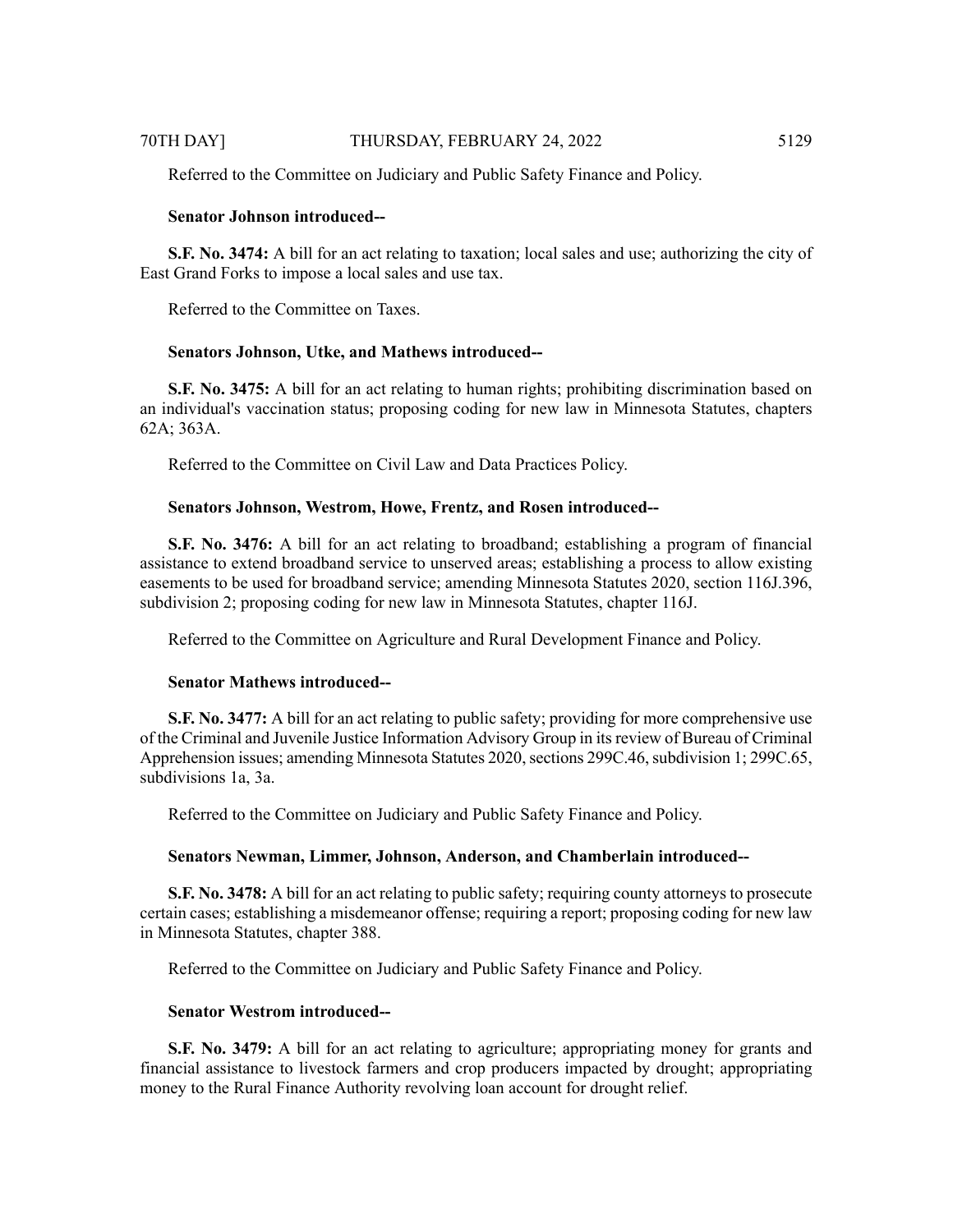Referred to the Committee on Judiciary and Public Safety Finance and Policy.

**Senator Johnson introduced--**

**S.F. No. 3474:** A bill for an act relating to taxation; local sales and use; authorizing the city of East Grand Forks to impose a local sales and use tax.

Referred to the Committee on Taxes.

**Senators Johnson, Utke, and Mathews introduced--**

**S.F. No. 3475:** A bill for an act relating to human rights; prohibiting discrimination based on an individual's vaccination status; proposing coding for new law in Minnesota Statutes, chapters 62A; 363A.

Referred to the Committee on Civil Law and Data Practices Policy.

**Senators Johnson, Westrom, Howe, Frentz, and Rosen introduced--**

**S.F. No. 3476:** A bill for an act relating to broadband; establishing a program of financial assistance to extend broadband service to unserved areas; establishing a process to allow existing easements to be used for broadband service; amending Minnesota Statutes 2020, section 116J.396, subdivision 2; proposing coding for new law in Minnesota Statutes, chapter 116J.

Referred to the Committee on Agriculture and Rural Development Finance and Policy.

**Senator Mathews introduced--**

**S.F. No. 3477:** A bill for an act relating to public safety; providing for more comprehensive use of the Criminal and Juvenile Justice Information Advisory Group in its review of Bureau of Criminal Apprehension issues; amending Minnesota Statutes 2020, sections 299C.46, subdivision 1; 299C.65, subdivisions 1a, 3a.

Referred to the Committee on Judiciary and Public Safety Finance and Policy.

**Senators Newman, Limmer, Johnson, Anderson, and Chamberlain introduced--**

**S.F. No. 3478:** A bill for an act relating to public safety; requiring county attorneys to prosecute certain cases; establishing a misdemeanor offense; requiring a report; proposing coding for new law in Minnesota Statutes, chapter 388.

Referred to the Committee on Judiciary and Public Safety Finance and Policy.

**Senator Westrom introduced--**

**S.F. No. 3479:** A bill for an act relating to agriculture; appropriating money for grants and financial assistance to livestock farmers and crop producers impacted by drought; appropriating money to the Rural Finance Authority revolving loan account for drought relief.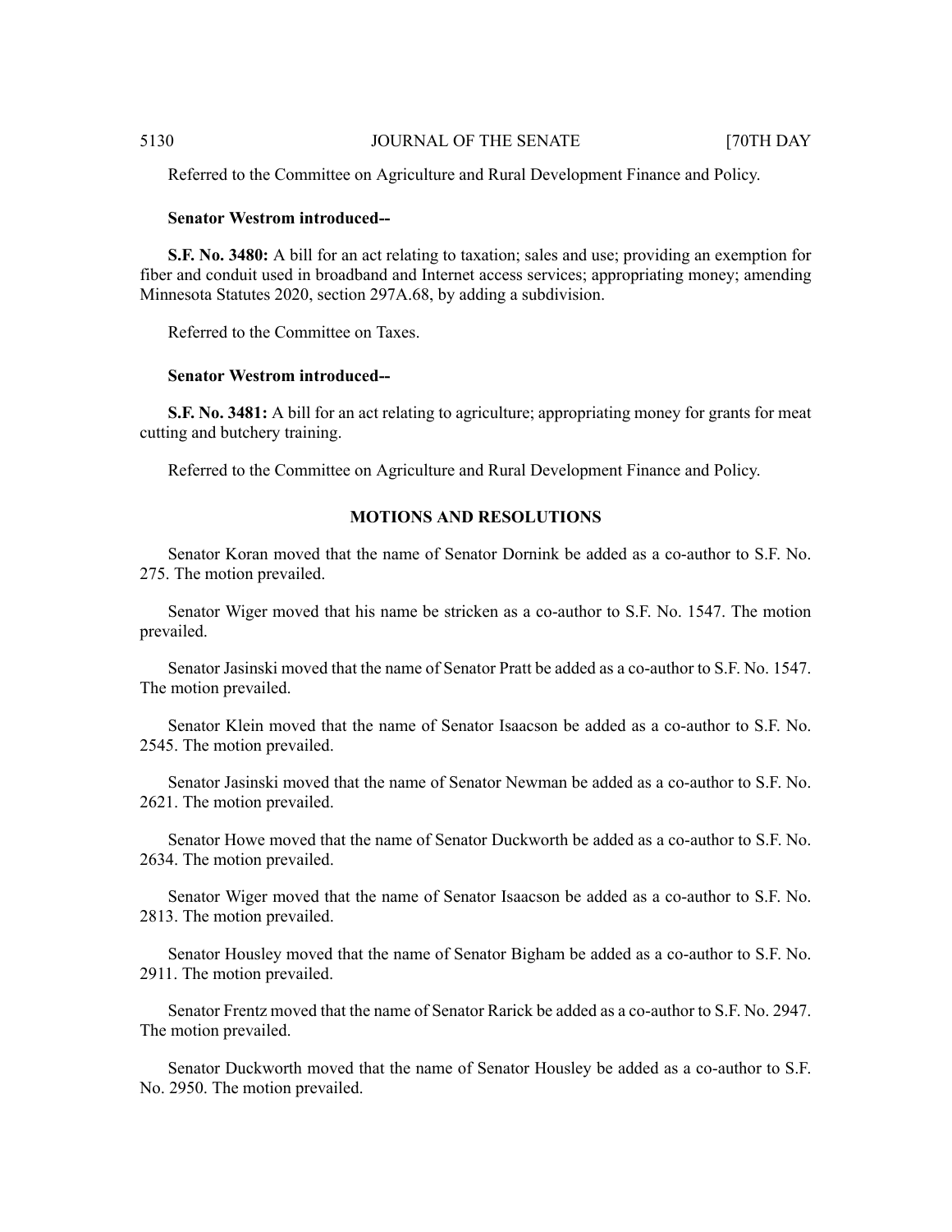Referred to the Committee on Agriculture and Rural Development Finance and Policy.

**Senator Westrom introduced--**

**S.F. No. 3480:** A bill for an act relating to taxation; sales and use; providing an exemption for fiber and conduit used in broadband and Internet access services; appropriating money; amending Minnesota Statutes 2020, section 297A.68, by adding a subdivision.

Referred to the Committee on Taxes.

**Senator Westrom introduced--**

**S.F. No. 3481:** A bill for an act relating to agriculture; appropriating money for grants for meat cutting and butchery training.

Referred to the Committee on Agriculture and Rural Development Finance and Policy.

## MOTIONS AND RESOLUTIONS

Senator Koran moved that the name of Senator Dornink be added as a co-author to S.F. No. 275. The motion prevailed.

Senator Wiger moved that his name be stricken as a co-author to S.F. No. 1547. The motion prevailed.

Senator Jasinski moved that the name of Senator Pratt be added as a co-author to S.F. No. 1547. The motion prevailed.

Senator Klein moved that the name of Senator Isaacson be added as a co-author to S.F. No. 2545. The motion prevailed.

Senator Jasinski moved that the name of Senator Newman be added as a co-author to S.F. No. 2621. The motion prevailed.

Senator Howe moved that the name of Senator Duckworth be added as a co-author to S.F. No. 2634. The motion prevailed.

Senator Wiger moved that the name of Senator Isaacson be added as a co-author to S.F. No. 2813. The motion prevailed.

Senator Housley moved that the name of Senator Bigham be added as a co-author to S.F. No. 2911. The motion prevailed.

Senator Frentz moved that the name of Senator Rarick be added as a co-author to S.F. No. 2947. The motion prevailed.

Senator Duckworth moved that the name of Senator Housley be added as a co-author to S.F. No. 2950. The motion prevailed.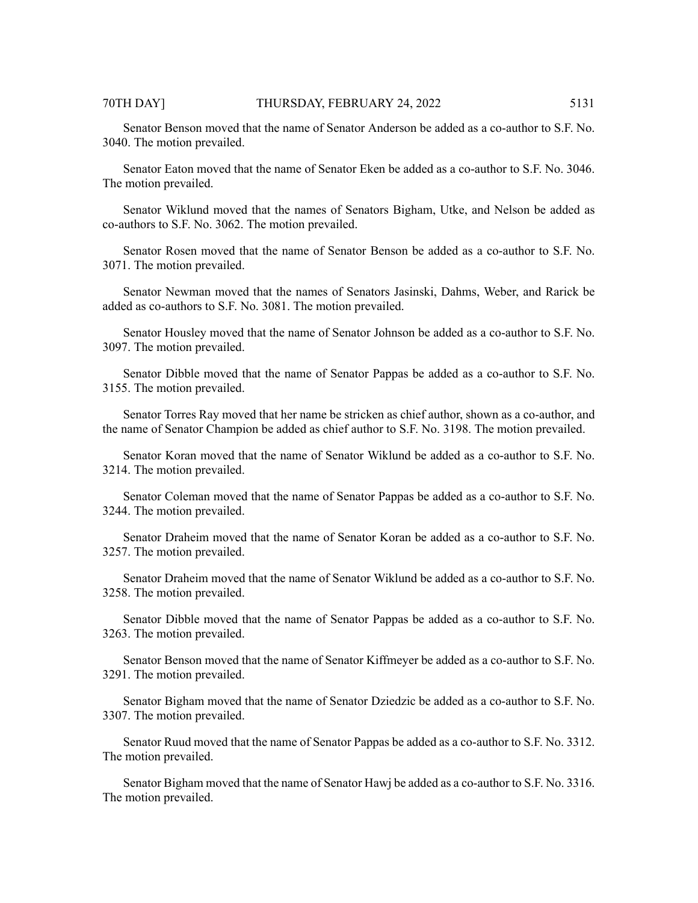Senator Benson moved that the name of Senator Anderson be added as a co-author to S.F. No. 3040. The motion prevailed.

Senator Eaton moved that the name of Senator Eken be added as a co-author to S.F. No. 3046. The motion prevailed.

Senator Wiklund moved that the names of Senators Bigham, Utke, and Nelson be added as co-authors to S.F. No. 3062. The motion prevailed.

Senator Rosen moved that the name of Senator Benson be added as a co-author to S.F. No. 3071. The motion prevailed.

Senator Newman moved that the names of Senators Jasinski, Dahms, Weber, and Rarick be added as co-authors to S.F. No. 3081. The motion prevailed.

Senator Housley moved that the name of Senator Johnson be added as a co-author to S.F. No. 3097. The motion prevailed.

Senator Dibble moved that the name of Senator Pappas be added as a co-author to S.F. No. 3155. The motion prevailed.

Senator Torres Ray moved that her name be stricken as chief author, shown as a co-author, and the name of Senator Champion be added as chief author to S.F. No. 3198. The motion prevailed.

Senator Koran moved that the name of Senator Wiklund be added as a co-author to S.F. No. 3214. The motion prevailed.

Senator Coleman moved that the name of Senator Pappas be added as a co-author to S.F. No. 3244. The motion prevailed.

Senator Draheim moved that the name of Senator Koran be added as a co-author to S.F. No. 3257. The motion prevailed.

Senator Draheim moved that the name of Senator Wiklund be added as a co-author to S.F. No. 3258. The motion prevailed.

Senator Dibble moved that the name of Senator Pappas be added as a co-author to S.F. No. 3263. The motion prevailed.

Senator Benson moved that the name of Senator Kiffmeyer be added as a co-author to S.F. No. 3291. The motion prevailed.

Senator Bigham moved that the name of Senator Dziedzic be added as a co-author to S.F. No. 3307. The motion prevailed.

Senator Ruud moved that the name of Senator Pappas be added as a co-author to S.F. No. 3312. The motion prevailed.

Senator Bigham moved that the name of Senator Hawj be added as a co-author to S.F. No. 3316. The motion prevailed.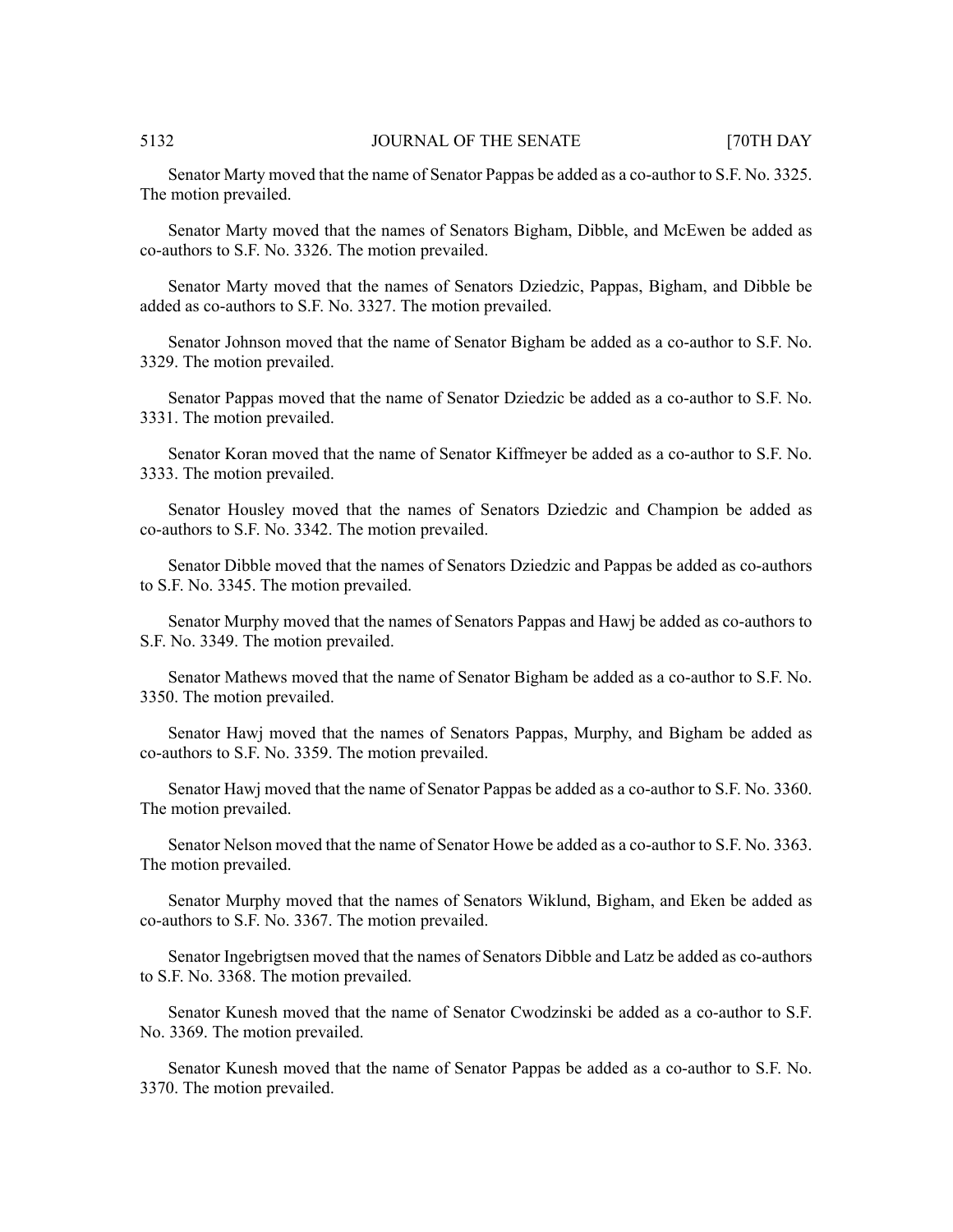Senator Marty moved that the name of Senator Pappas be added as a co-author to S.F. No. 3325. The motion prevailed.

Senator Marty moved that the names of Senators Bigham, Dibble, and McEwen be added as co-authors to S.F. No. 3326. The motion prevailed.

Senator Marty moved that the names of Senators Dziedzic, Pappas, Bigham, and Dibble be added as co-authors to S.F. No. 3327. The motion prevailed.

Senator Johnson moved that the name of Senator Bigham be added as a co-author to S.F. No. 3329. The motion prevailed.

Senator Pappas moved that the name of Senator Dziedzic be added as a co-author to S.F. No. 3331. The motion prevailed.

Senator Koran moved that the name of Senator Kiffmeyer be added as a co-author to S.F. No. 3333. The motion prevailed.

Senator Housley moved that the names of Senators Dziedzic and Champion be added as co-authors to S.F. No. 3342. The motion prevailed.

Senator Dibble moved that the names of Senators Dziedzic and Pappas be added as co-authors to S.F. No. 3345. The motion prevailed.

Senator Murphy moved that the names of Senators Pappas and Hawj be added as co-authors to S.F. No. 3349. The motion prevailed.

Senator Mathews moved that the name of Senator Bigham be added as a co-author to S.F. No. 3350. The motion prevailed.

Senator Hawj moved that the names of Senators Pappas, Murphy, and Bigham be added as co-authors to S.F. No. 3359. The motion prevailed.

Senator Hawj moved that the name of Senator Pappas be added as a co-author to S.F. No. 3360. The motion prevailed.

Senator Nelson moved that the name of Senator Howe be added as a co-author to S.F. No. 3363. The motion prevailed.

Senator Murphy moved that the names of Senators Wiklund, Bigham, and Eken be added as co-authors to S.F. No. 3367. The motion prevailed.

Senator Ingebrigtsen moved that the names of Senators Dibble and Latz be added as co-authors to S.F. No. 3368. The motion prevailed.

Senator Kunesh moved that the name of Senator Cwodzinski be added as a co-author to S.F. No. 3369. The motion prevailed.

Senator Kunesh moved that the name of Senator Pappas be added as a co-author to S.F. No. 3370. The motion prevailed.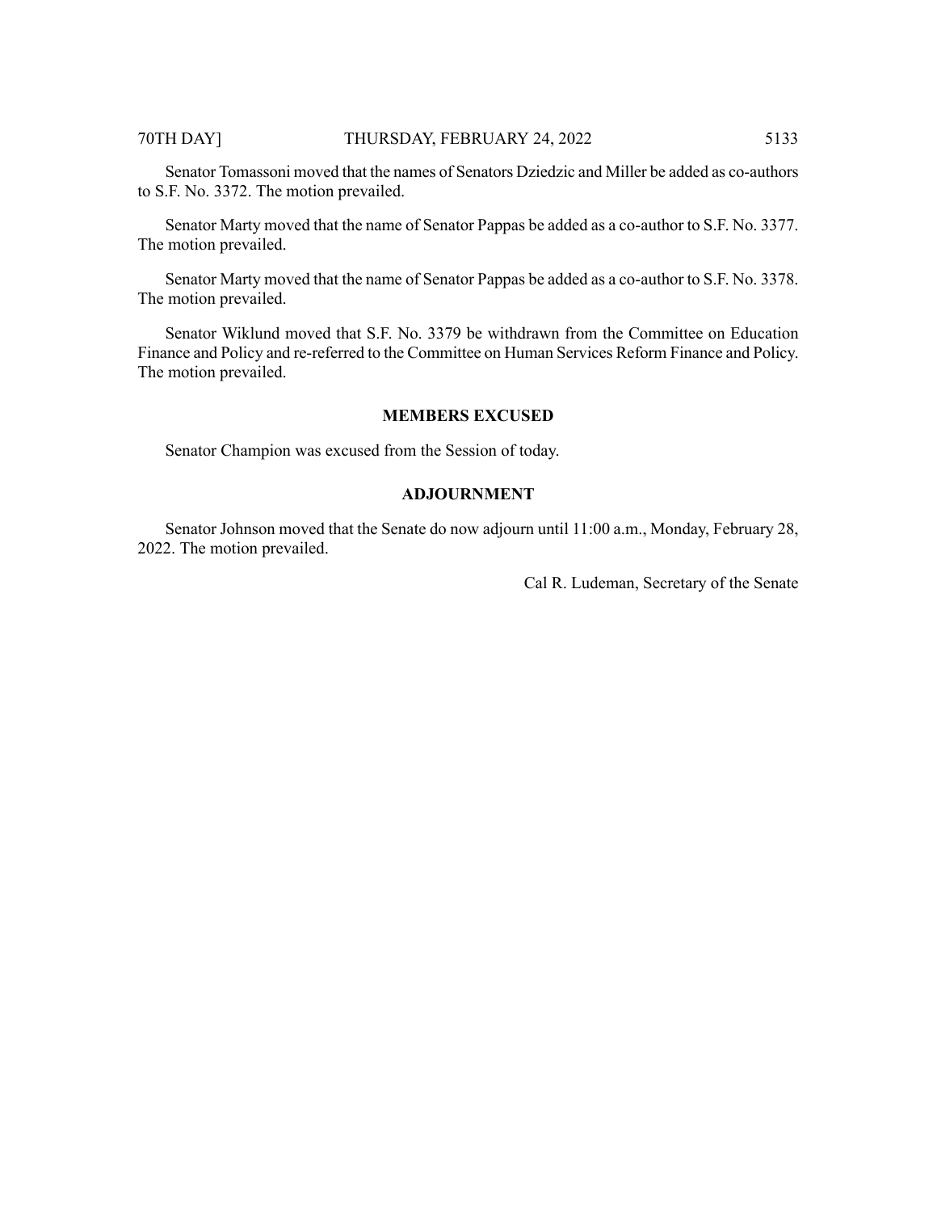Senator Tomassoni moved that the names of Senators Dziedzic and Miller be added as co-authors to S.F. No. 3372. The motion prevailed.

Senator Marty moved that the name of Senator Pappas be added as a co-author to S.F. No. 3377. The motion prevailed.

Senator Marty moved that the name of Senator Pappas be added as a co-author to S.F. No. 3378. The motion prevailed.

Senator Wiklund moved that S.F. No. 3379 be withdrawn from the Committee on Education Finance and Policy and re-referred to the Committee on Human Services Reform Finance and Policy. The motion prevailed.

## MEMBERS EXCUSED

Senator Champion was excused from the Session of today.

## ADJOURNMENT

Senator Johnson moved that the Senate do now adjourn until 11:00 a.m., Monday, February 28, 2022. The motion prevailed.

Cal R. Ludeman, Secretary of the Senate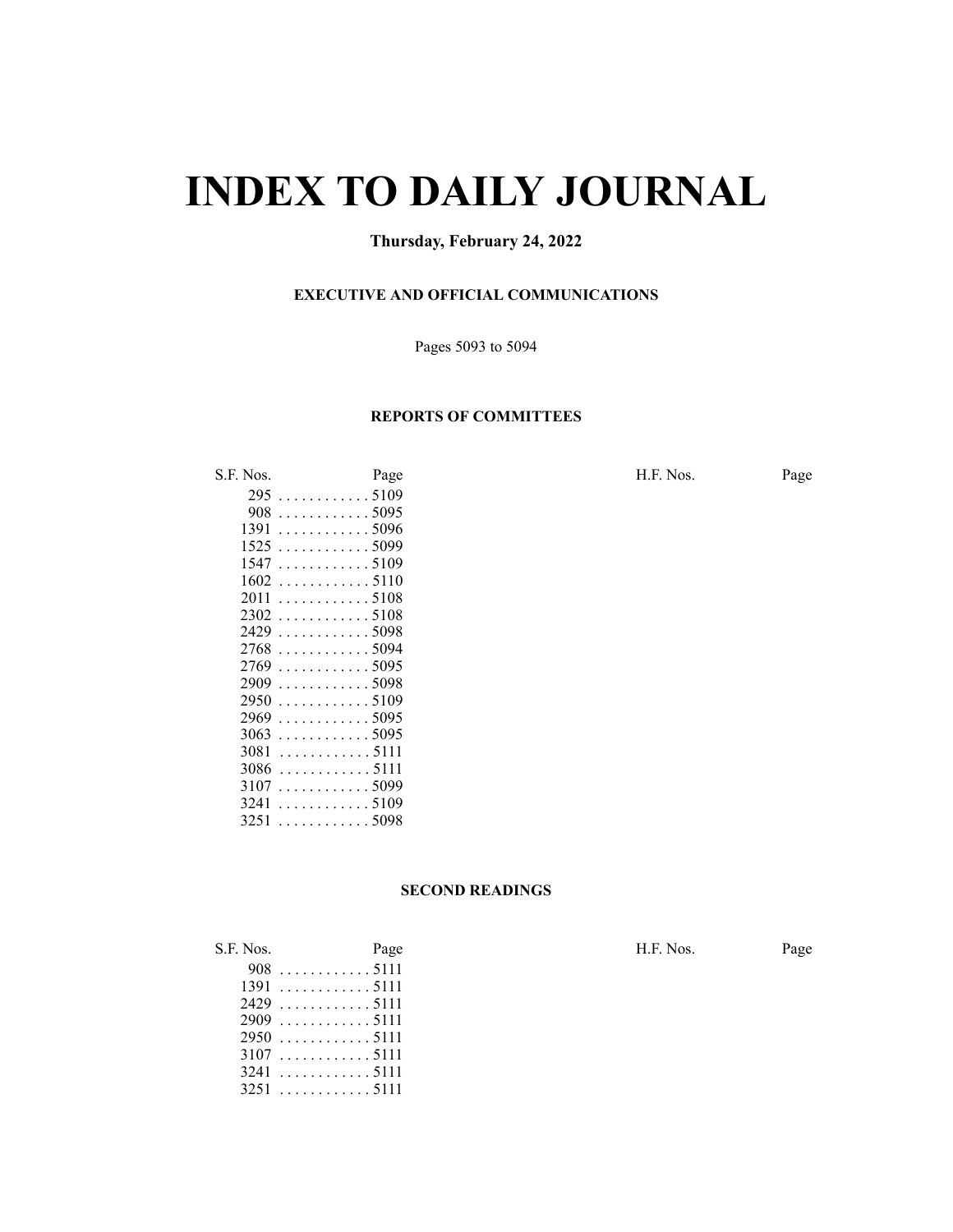# INDEX TO DAILY JOURNAL

**Thursday, February 24, 2022**

**EXECUTIVE AND OFFICIAL COMMUNICATIONS**

Pages 5093 to 5094

**REPORTS OF COMMITTEES**

| S.F. Nos. | Page | H.F. Nos. | Page |
|---|---|---|---|
| 295 | 5109 | | |
| 908 | 5095 | | |
| 1391 | 5096 | | |
| 1525 | 5099 | | |
| 1547 | 5109 | | |
| 1602 | 5110 | | |
| 2011 | 5108 | | |
| 2302 | 5108 | | |
| 2429 | 5098 | | |
| 2768 | 5094 | | |
| 2769 | 5095 | | |
| 2909 | 5098 | | |
| 2950 | 5109 | | |
| 2969 | 5095 | | |
| 3063 | 5095 | | |
| 3081 | 5111 | | |
| 3086 | 5111 | | |
| 3107 | 5099 | | |
| 3241 | 5109 | | |
| 3251 | 5098 | | |

**SECOND READINGS**

| S.F. Nos. | Page | H.F. Nos. | Page |
|---|---|---|---|
| 908 | 5111 | | |
| 1391 | 5111 | | |
| 2429 | 5111 | | |
| 2909 | 5111 | | |
| 2950 | 5111 | | |
| 3107 | 5111 | | |
| 3241 | 5111 | | |
| 3251 | 5111 | | |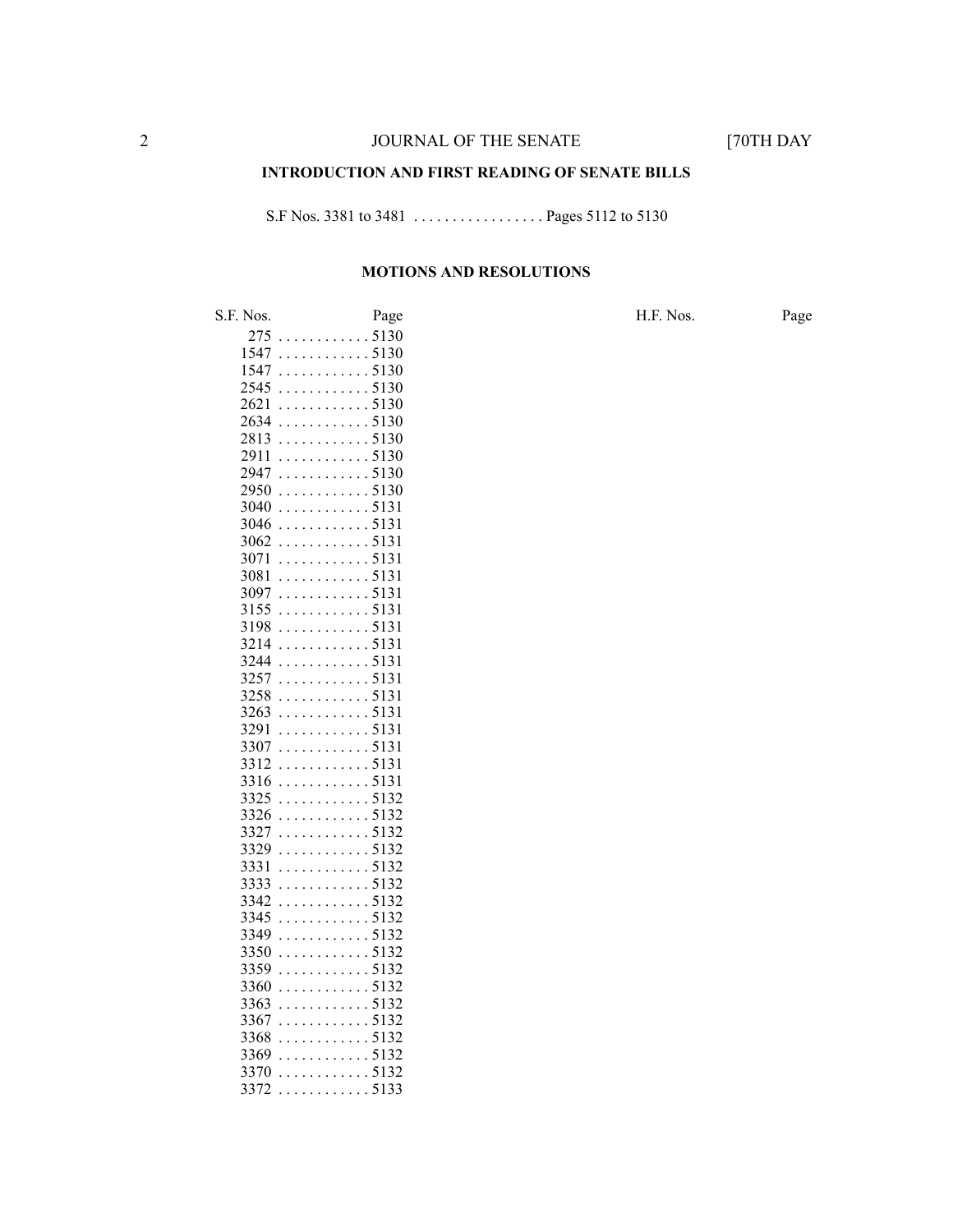**INTRODUCTION AND FIRST READING OF SENATE BILLS**

S.F Nos. 3381 to 3481 . . . . . . . . . . . . . . . . . Pages 5112 to 5130

**MOTIONS AND RESOLUTIONS**

| S.F. Nos. | Page | H.F. Nos. | Page |
|---|---|---|---|
| 275 | 5130 | | |
| 1547 | 5130 | | |
| 1547 | 5130 | | |
| 2545 | 5130 | | |
| 2621 | 5130 | | |
| 2634 | 5130 | | |
| 2813 | 5130 | | |
| 2911 | 5130 | | |
| 2947 | 5130 | | |
| 2950 | 5130 | | |
| 3040 | 5131 | | |
| 3046 | 5131 | | |
| 3062 | 5131 | | |
| 3071 | 5131 | | |
| 3081 | 5131 | | |
| 3097 | 5131 | | |
| 3155 | 5131 | | |
| 3198 | 5131 | | |
| 3214 | 5131 | | |
| 3244 | 5131 | | |
| 3257 | 5131 | | |
| 3258 | 5131 | | |
| 3263 | 5131 | | |
| 3291 | 5131 | | |
| 3307 | 5131 | | |
| 3312 | 5131 | | |
| 3316 | 5131 | | |
| 3325 | 5132 | | |
| 3326 | 5132 | | |
| 3327 | 5132 | | |
| 3329 | 5132 | | |
| 3331 | 5132 | | |
| 3333 | 5132 | | |
| 3342 | 5132 | | |
| 3345 | 5132 | | |
| 3349 | 5132 | | |
| 3350 | 5132 | | |
| 3359 | 5132 | | |
| 3360 | 5132 | | |
| 3363 | 5132 | | |
| 3367 | 5132 | | |
| 3368 | 5132 | | |
| 3369 | 5132 | | |
| 3370 | 5132 | | |
| 3372 | 5133 | | |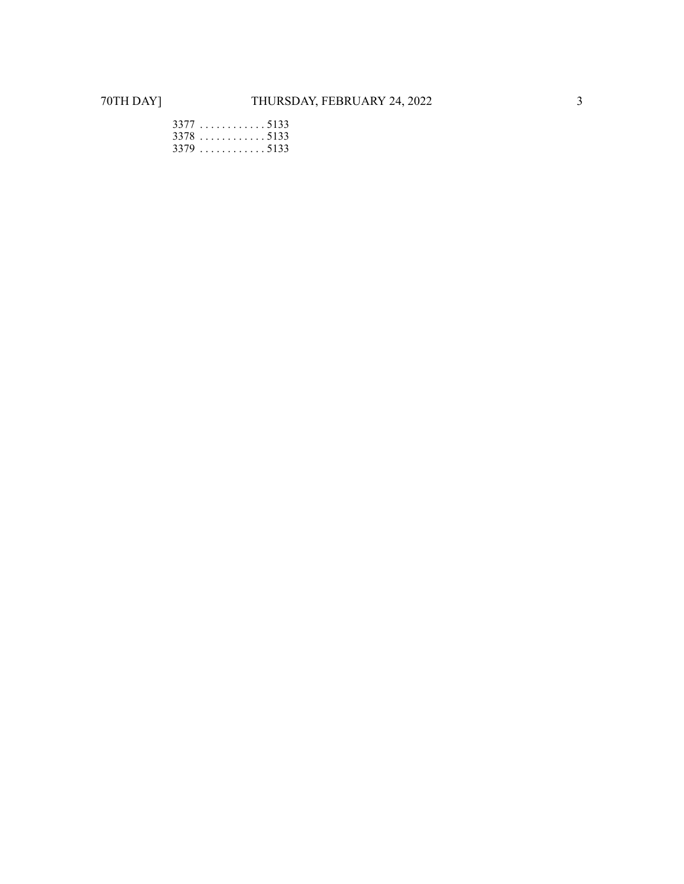3377 . . . . . . . . . . . . 5133
3378 . . . . . . . . . . . . 5133
3379 . . . . . . . . . . . . 5133